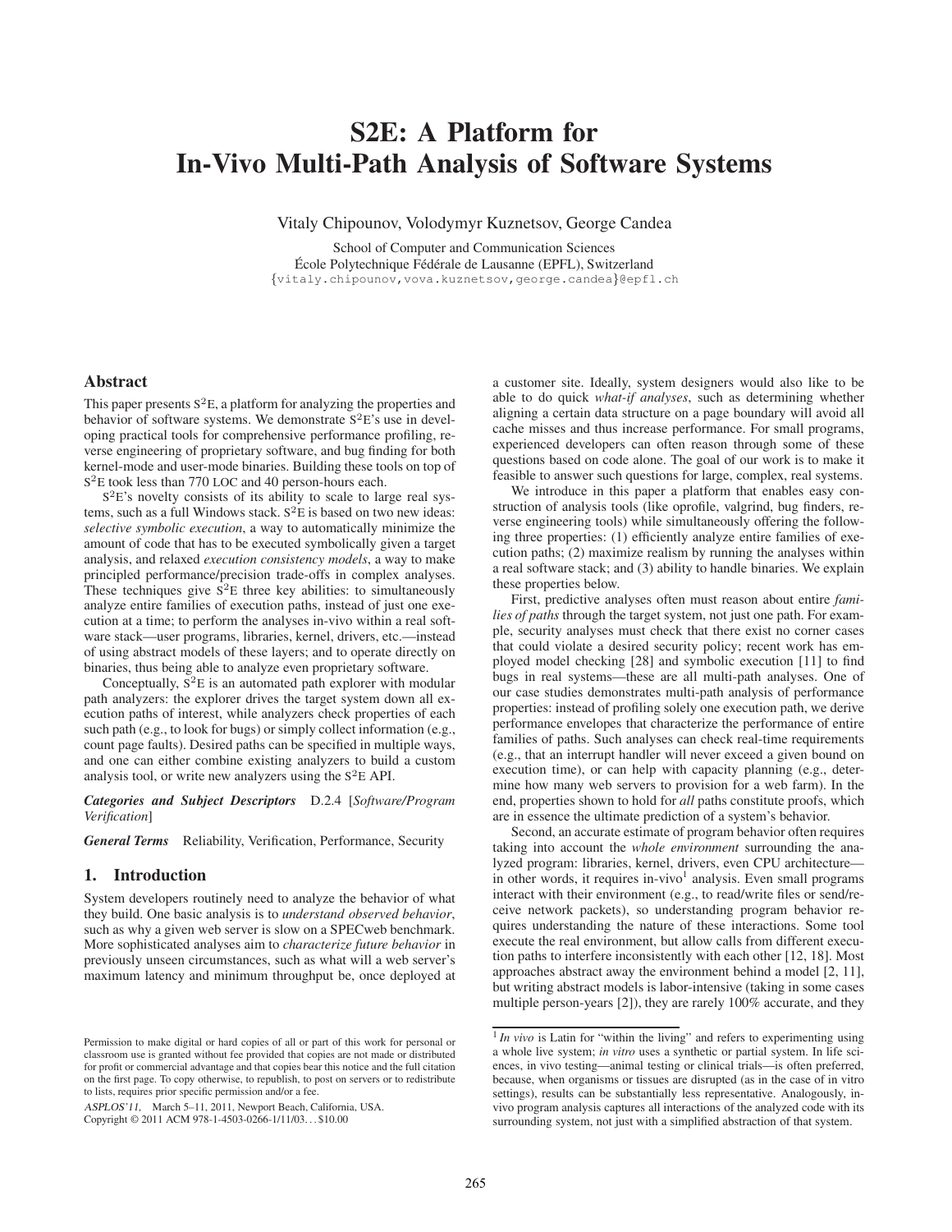# S2E: A Platform for In-Vivo Multi-Path Analysis of Software Systems

Vitaly Chipounov, Volodymyr Kuznetsov, George Candea

School of Computer and Communication Sciences
École Polytechnique Fédérale de Lausanne (EPFL), Switzerland
{vitaly.chipounov,vova.kuznetsov,george.candea}@epfl.ch

## Abstract

This paper presents S$^2$E, a platform for analyzing the properties and behavior of software systems. We demonstrate S$^2$E's use in developing practical tools for comprehensive performance profiling, reverse engineering of proprietary software, and bug finding for both kernel-mode and user-mode binaries. Building these tools on top of S$^2$E took less than 770 LOC and 40 person-hours each.

S$^2$E's novelty consists of its ability to scale to large real systems, such as a full Windows stack. S$^2$E is based on two new ideas: *selective symbolic execution*, a way to automatically minimize the amount of code that has to be executed symbolically given a target analysis, and relaxed *execution consistency models*, a way to make principled performance/precision trade-offs in complex analyses. These techniques give S$^2$E three key abilities: to simultaneously analyze entire families of execution paths, instead of just one execution at a time; to perform the analyses in-vivo within a real software stack—user programs, libraries, kernel, drivers, etc.—instead of using abstract models of these layers; and to operate directly on binaries, thus being able to analyze even proprietary software.

Conceptually, S$^2$E is an automated path explorer with modular path analyzers: the explorer drives the target system down all execution paths of interest, while analyzers check properties of each such path (e.g., to look for bugs) or simply collect information (e.g., count page faults). Desired paths can be specified in multiple ways, and one can either combine existing analyzers to build a custom analysis tool, or write new analyzers using the S$^2$E API.

***Categories and Subject Descriptors*** D.2.4 [*Software/Program Verification*]

***General Terms*** Reliability, Verification, Performance, Security

## 1. Introduction

System developers routinely need to analyze the behavior of what they build. One basic analysis is to *understand observed behavior*, such as why a given web server is slow on a SPECweb benchmark. More sophisticated analyses aim to *characterize future behavior* in previously unseen circumstances, such as what will a web server's maximum latency and minimum throughput be, once deployed at a customer site. Ideally, system designers would also like to be able to do quick *what-if analyses*, such as determining whether aligning a certain data structure on a page boundary will avoid all cache misses and thus increase performance. For small programs, experienced developers can often reason through some of these questions based on code alone. The goal of our work is to make it feasible to answer such questions for large, complex, real systems.

We introduce in this paper a platform that enables easy construction of analysis tools (like oprofile, valgrind, bug finders, reverse engineering tools) while simultaneously offering the following three properties: (1) efficiently analyze entire families of execution paths; (2) maximize realism by running the analyses within a real software stack; and (3) ability to handle binaries. We explain these properties below.

First, predictive analyses often must reason about entire *families of paths* through the target system, not just one path. For example, security analyses must check that there exist no corner cases that could violate a desired security policy; recent work has employed model checking [28] and symbolic execution [11] to find bugs in real systems—these are all multi-path analyses. One of our case studies demonstrates multi-path analysis of performance properties: instead of profiling solely one execution path, we derive performance envelopes that characterize the performance of entire families of paths. Such analyses can check real-time requirements (e.g., that an interrupt handler will never exceed a given bound on execution time), or can help with capacity planning (e.g., determine how many web servers to provision for a web farm). In the end, properties shown to hold for *all* paths constitute proofs, which are in essence the ultimate prediction of a system's behavior.

Second, an accurate estimate of program behavior often requires taking into account the *whole environment* surrounding the analyzed program: libraries, kernel, drivers, even CPU architecture—in other words, it requires in-vivo[1] analysis. Even small programs interact with their environment (e.g., to read/write files or send/receive network packets), so understanding program behavior requires understanding the nature of these interactions. Some tool execute the real environment, but allow calls from different execution paths to interfere inconsistently with each other [12, 18]. Most approaches abstract away the environment behind a model [2, 11], but writing abstract models is labor-intensive (taking in some cases multiple person-years [2]), they are rarely 100% accurate, and they

[1] *In vivo* is Latin for "within the living" and refers to experimenting using a whole live system; *in vitro* uses a synthetic or partial system. In life sciences, in vivo testing—animal testing or clinical trials—is often preferred, because, when organisms or tissues are disrupted (as in the case of in vitro settings), results can be substantially less representative. Analogously, in-vivo program analysis captures all interactions of the analyzed code with its surrounding system, not just with a simplified abstraction of that system.

Permission to make digital or hard copies of all or part of this work for personal or classroom use is granted without fee provided that copies are not made or distributed for profit or commercial advantage and that copies bear this notice and the full citation on the first page. To copy otherwise, to republish, to post on servers or to redistribute to lists, requires prior specific permission and/or a fee.

*ASPLOS'11,* March 5–11, 2011, Newport Beach, California, USA.
Copyright © 2011 ACM 978-1-4503-0266-1/11/03…$10.00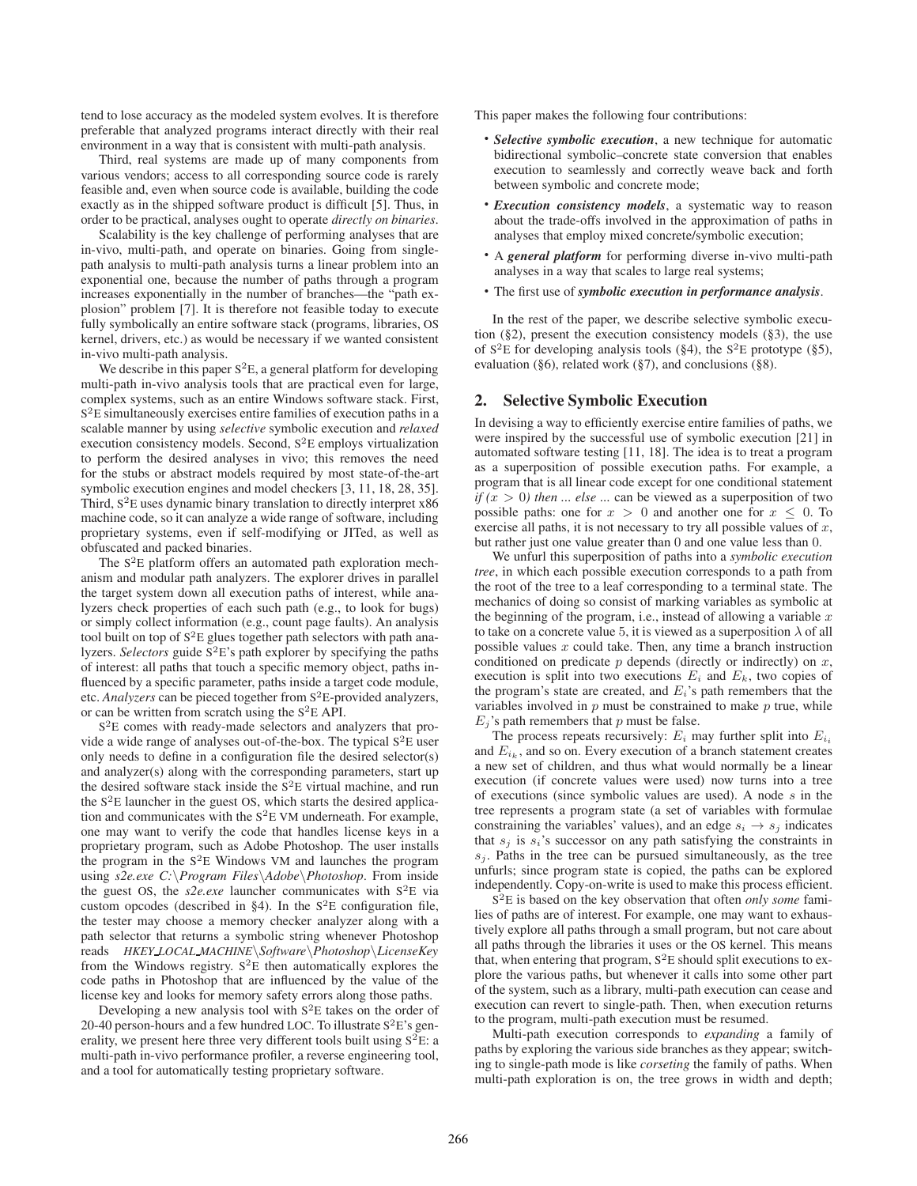tend to lose accuracy as the modeled system evolves. It is therefore preferable that analyzed programs interact directly with their real environment in a way that is consistent with multi-path analysis.

Third, real systems are made up of many components from various vendors; access to all corresponding source code is rarely feasible and, even when source code is available, building the code exactly as in the shipped software product is difficult [5]. Thus, in order to be practical, analyses ought to operate *directly on binaries*.

Scalability is the key challenge of performing analyses that are in-vivo, multi-path, and operate on binaries. Going from single-path analysis to multi-path analysis turns a linear problem into an exponential one, because the number of paths through a program increases exponentially in the number of branches—the "path explosion" problem [7]. It is therefore not feasible today to execute fully symbolically an entire software stack (programs, libraries, OS kernel, drivers, etc.) as would be necessary if we wanted consistent in-vivo multi-path analysis.

We describe in this paper S²E, a general platform for developing multi-path in-vivo analysis tools that are practical even for large, complex systems, such as an entire Windows software stack. First, S²E simultaneously exercises entire families of execution paths in a scalable manner by using *selective* symbolic execution and *relaxed* execution consistency models. Second, S²E employs virtualization to perform the desired analyses in vivo; this removes the need for the stubs or abstract models required by most state-of-the-art symbolic execution engines and model checkers [3, 11, 18, 28, 35]. Third, S²E uses dynamic binary translation to directly interpret x86 machine code, so it can analyze a wide range of software, including proprietary systems, even if self-modifying or JITed, as well as obfuscated and packed binaries.

The S²E platform offers an automated path exploration mechanism and modular path analyzers. The explorer drives in parallel the target system down all execution paths of interest, while analyzers check properties of each such path (e.g., to look for bugs) or simply collect information (e.g., count page faults). An analysis tool built on top of S²E glues together path selectors with path analyzers. *Selectors* guide S²E's path explorer by specifying the paths of interest: all paths that touch a specific memory object, paths influenced by a specific parameter, paths inside a target code module, etc. *Analyzers* can be pieced together from S²E-provided analyzers, or can be written from scratch using the S²E API.

S²E comes with ready-made selectors and analyzers that provide a wide range of analyses out-of-the-box. The typical S²E user only needs to define in a configuration file the desired selector(s) and analyzer(s) along with the corresponding parameters, start up the desired software stack inside the S²E virtual machine, and run the S²E launcher in the guest OS, which starts the desired application and communicates with the S²E VM underneath. For example, one may want to verify the code that handles license keys in a proprietary program, such as Adobe Photoshop. The user installs the program in the S²E Windows VM and launches the program using *s2e.exe C:\Program Files\Adobe\Photoshop*. From inside the guest OS, the *s2e.exe* launcher communicates with S²E via custom opcodes (described in §4). In the S²E configuration file, the tester may choose a memory checker analyzer along with a path selector that returns a symbolic string whenever Photoshop reads *HKEY_LOCAL_MACHINE\Software\Photoshop\LicenseKey* from the Windows registry. S²E then automatically explores the code paths in Photoshop that are influenced by the value of the license key and looks for memory safety errors along those paths.

Developing a new analysis tool with S²E takes on the order of 20-40 person-hours and a few hundred LOC. To illustrate S²E's generality, we present here three very different tools built using S²E: a multi-path in-vivo performance profiler, a reverse engineering tool, and a tool for automatically testing proprietary software.

This paper makes the following four contributions:

- ***Selective symbolic execution***, a new technique for automatic bidirectional symbolic–concrete state conversion that enables execution to seamlessly and correctly weave back and forth between symbolic and concrete mode;
- ***Execution consistency models***, a systematic way to reason about the trade-offs involved in the approximation of paths in analyses that employ mixed concrete/symbolic execution;
- A ***general platform*** for performing diverse in-vivo multi-path analyses in a way that scales to large real systems;
- The first use of ***symbolic execution in performance analysis***.

In the rest of the paper, we describe selective symbolic execution (§2), present the execution consistency models (§3), the use of S²E for developing analysis tools (§4), the S²E prototype (§5), evaluation (§6), related work (§7), and conclusions (§8).

## 2. Selective Symbolic Execution

In devising a way to efficiently exercise entire families of paths, we were inspired by the successful use of symbolic execution [21] in automated software testing [11, 18]. The idea is to treat a program as a superposition of possible execution paths. For example, a program that is all linear code except for one conditional statement *if* $(x > 0)$ *then ... else ...* can be viewed as a superposition of two possible paths: one for $x > 0$ and another one for $x \le 0$. To exercise all paths, it is not necessary to try all possible values of $x$, but rather just one value greater than 0 and one value less than 0.

We unfurl this superposition of paths into a *symbolic execution tree*, in which each possible execution corresponds to a path from the root of the tree to a leaf corresponding to a terminal state. The mechanics of doing so consist of marking variables as symbolic at the beginning of the program, i.e., instead of allowing a variable $x$ to take on a concrete value 5, it is viewed as a superposition $\lambda$ of all possible values $x$ could take. Then, any time a branch instruction conditioned on predicate $p$ depends (directly or indirectly) on $x$, execution is split into two executions $E_i$ and $E_k$, two copies of the program's state are created, and $E_i$'s path remembers that the variables involved in $p$ must be constrained to make $p$ true, while $E_j$'s path remembers that $p$ must be false.

The process repeats recursively: $E_i$ may further split into $E_{i_i}$ and $E_{i_k}$, and so on. Every execution of a branch statement creates a new set of children, and thus what would normally be a linear execution (if concrete values were used) now turns into a tree of executions (since symbolic values are used). A node $s$ in the tree represents a program state (a set of variables with formulae constraining the variables' values), and an edge $s_i \to s_j$ indicates that $s_j$ is $s_i$'s successor on any path satisfying the constraints in $s_j$. Paths in the tree can be pursued simultaneously, as the tree unfurls; since program state is copied, the paths can be explored independently. Copy-on-write is used to make this process efficient.

S²E is based on the key observation that often *only some* families of paths are of interest. For example, one may want to exhaustively explore all paths through a small program, but not care about all paths through the libraries it uses or the OS kernel. This means that, when entering that program, S²E should split executions to explore the various paths, but whenever it calls into some other part of the system, such as a library, multi-path execution can cease and execution can revert to single-path. Then, when execution returns to the program, multi-path execution must be resumed.

Multi-path execution corresponds to *expanding* a family of paths by exploring the various side branches as they appear; switching to single-path mode is like *corseting* the family of paths. When multi-path exploration is on, the tree grows in width and depth;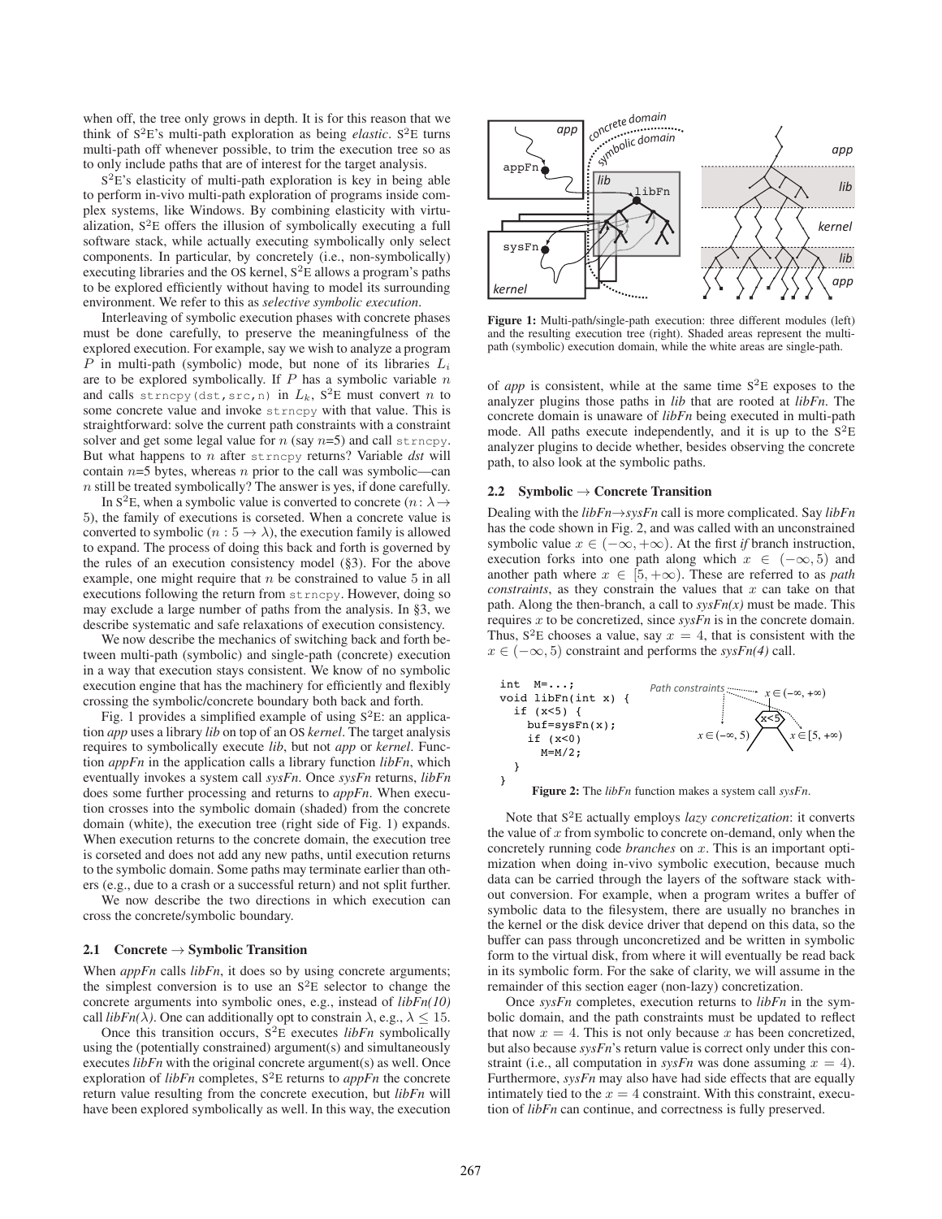when off, the tree only grows in depth. It is for this reason that we think of S$^2$E's multi-path exploration as being *elastic*. S$^2$E turns multi-path off whenever possible, to trim the execution tree so as to only include paths that are of interest for the target analysis.

S$^2$E's elasticity of multi-path exploration is key in being able to perform in-vivo multi-path exploration of programs inside complex systems, like Windows. By combining elasticity with virtualization, S$^2$E offers the illusion of symbolically executing a full software stack, while actually executing symbolically only select components. In particular, by concretely (i.e., non-symbolically) executing libraries and the OS kernel, S$^2$E allows a program's paths to be explored efficiently without having to model its surrounding environment. We refer to this as *selective symbolic execution*.

Interleaving of symbolic execution phases with concrete phases must be done carefully, to preserve the meaningfulness of the explored execution. For example, say we wish to analyze a program $P$ in multi-path (symbolic) mode, but none of its libraries $L_i$ are to be explored symbolically. If $P$ has a symbolic variable $n$ and calls `strncpy(dst,src,n)` in $L_k$, S$^2$E must convert $n$ to some concrete value and invoke `strncpy` with that value. This is straightforward: solve the current path constraints with a constraint solver and get some legal value for $n$ (say $n$=5) and call `strncpy`. But what happens to $n$ after `strncpy` returns? Variable *dst* will contain $n$=5 bytes, whereas $n$ prior to the call was symbolic—can $n$ still be treated symbolically? The answer is yes, if done carefully.

In S$^2$E, when a symbolic value is converted to concrete ($n: \lambda \to 5$), the family of executions is corseted. When a concrete value is converted to symbolic ($n : 5 \to \lambda$), the execution family is allowed to expand. The process of doing this back and forth is governed by the rules of an execution consistency model (§3). For the above example, one might require that $n$ be constrained to value 5 in all executions following the return from `strncpy`. However, doing so may exclude a large number of paths from the analysis. In §3, we describe systematic and safe relaxations of execution consistency.

We now describe the mechanics of switching back and forth between multi-path (symbolic) and single-path (concrete) execution in a way that execution stays consistent. We know of no symbolic execution engine that has the machinery for efficiently and flexibly crossing the symbolic/concrete boundary both back and forth.

Fig. 1 provides a simplified example of using S$^2$E: an application *app* uses a library *lib* on top of an OS *kernel*. The target analysis requires to symbolically execute *lib*, but not *app* or *kernel*. Function *appFn* in the application calls a library function *libFn*, which eventually invokes a system call *sysFn*. Once *sysFn* returns, *libFn* does some further processing and returns to *appFn*. When execution crosses into the symbolic domain (shaded) from the concrete domain (white), the execution tree (right side of Fig. 1) expands. When execution returns to the concrete domain, the execution tree is corseted and does not add any new paths, until execution returns to the symbolic domain. Some paths may terminate earlier than others (e.g., due to a crash or a successful return) and not split further.

We now describe the two directions in which execution can cross the concrete/symbolic boundary.

### 2.1 Concrete → Symbolic Transition

When *appFn* calls *libFn*, it does so by using concrete arguments; the simplest conversion is to use an S$^2$E selector to change the concrete arguments into symbolic ones, e.g., instead of *libFn(10)* call *libFn($\lambda$)*. One can additionally opt to constrain $\lambda$, e.g., $\lambda \leq 15$.

Once this transition occurs, S$^2$E executes *libFn* symbolically using the (potentially constrained) argument(s) and simultaneously executes *libFn* with the original concrete argument(s) as well. Once exploration of *libFn* completes, S$^2$E returns to *appFn* the concrete return value resulting from the concrete execution, but *libFn* will have been explored symbolically as well. In this way, the execution of *app* is consistent, while at the same time S$^2$E exposes to the analyzer plugins those paths in *lib* that are rooted at *libFn*. The concrete domain is unaware of *libFn* being executed in multi-path mode. All paths execute independently, and it is up to the S$^2$E analyzer plugins to decide whether, besides observing the concrete path, to also look at the symbolic paths.

**Figure 1:** Multi-path/single-path execution: three different modules (left) and the resulting execution tree (right). Shaded areas represent the multi-path (symbolic) execution domain, while the white areas are single-path.

### 2.2 Symbolic → Concrete Transition

Dealing with the *libFn→sysFn* call is more complicated. Say *libFn* has the code shown in Fig. 2, and was called with an unconstrained symbolic value $x \in (-\infty, +\infty)$. At the first *if* branch instruction, execution forks into one path along which $x \in (-\infty, 5)$ and another path where $x \in [5, +\infty)$. These are referred to as *path constraints*, as they constrain the values that $x$ can take on that path. Along the then-branch, a call to *sysFn(x)* must be made. This requires $x$ to be concretized, since *sysFn* is in the concrete domain. Thus, S$^2$E chooses a value, say $x = 4$, that is consistent with the $x \in (-\infty, 5)$ constraint and performs the *sysFn(4)* call.

```
int  M=...;
void libFn(int x) {
  if (x<5) {
    buf=sysFn(x);
    if (x<0)
      M=M/2;
  }
}
```

**Figure 2:** The *libFn* function makes a system call *sysFn*.

Note that S$^2$E actually employs *lazy concretization*: it converts the value of $x$ from symbolic to concrete on-demand, only when the concretely running code *branches* on $x$. This is an important optimization when doing in-vivo symbolic execution, because much data can be carried through the layers of the software stack without conversion. For example, when a program writes a buffer of symbolic data to the filesystem, there are usually no branches in the kernel or the disk device driver that depend on this data, so the buffer can pass through unconcretized and be written in symbolic form to the virtual disk, from where it will eventually be read back in its symbolic form. For the sake of clarity, we will assume in the remainder of this section eager (non-lazy) concretization.

Once *sysFn* completes, execution returns to *libFn* in the symbolic domain, and the path constraints must be updated to reflect that now $x = 4$. This is not only because $x$ has been concretized, but also because *sysFn*'s return value is correct only under this constraint (i.e., all computation in *sysFn* was done assuming $x = 4$). Furthermore, *sysFn* may also have had side effects that are equally intimately tied to the $x = 4$ constraint. With this constraint, execution of *libFn* can continue, and correctness is fully preserved.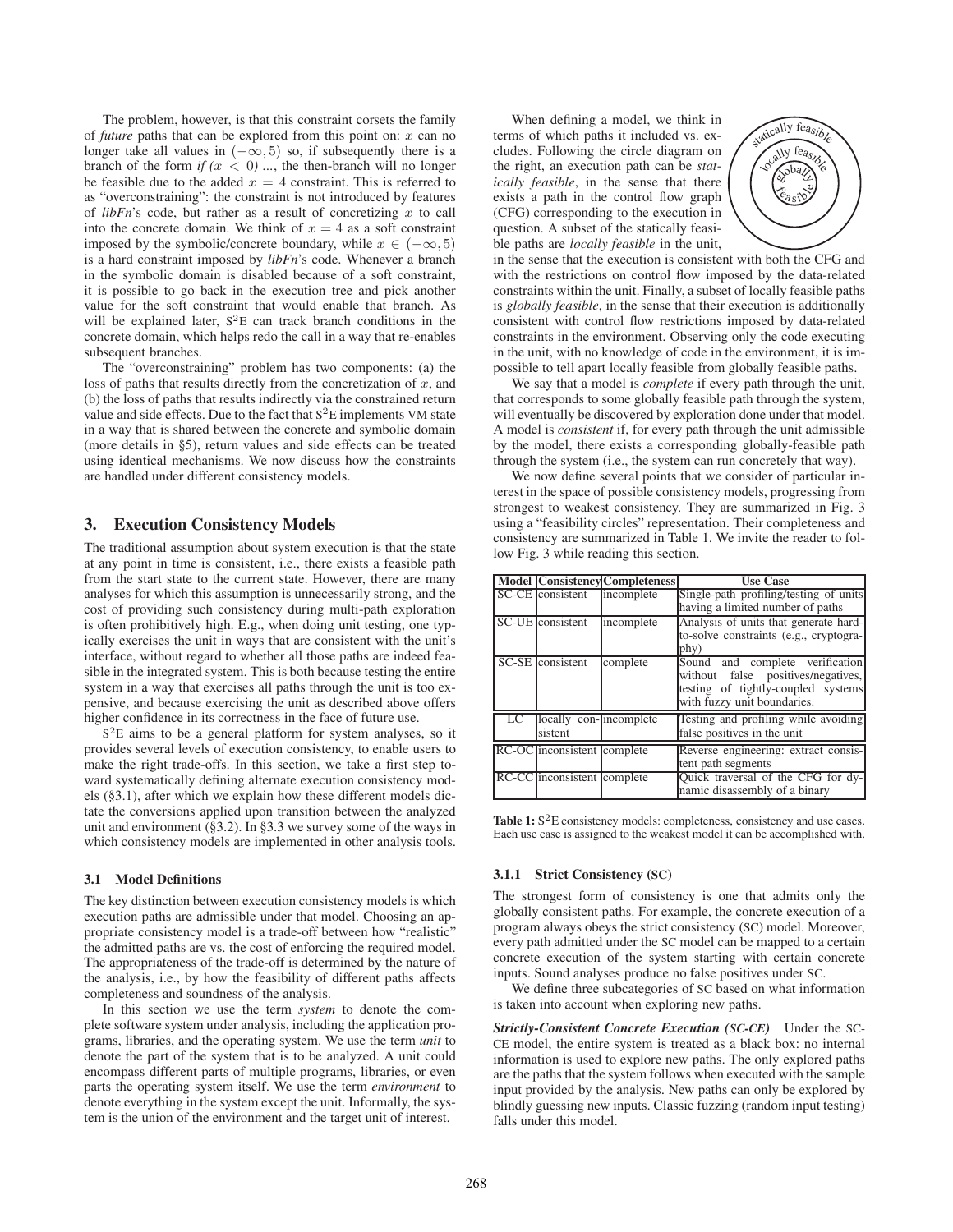The problem, however, is that this constraint corsets the family of *future* paths that can be explored from this point on: $x$ can no longer take all values in $(-\infty, 5)$ so, if subsequently there is a branch of the form *if* $(x < 0)$ *...*, the then-branch will no longer be feasible due to the added $x = 4$ constraint. This is referred to as "overconstraining": the constraint is not introduced by features of *libFn*'s code, but rather as a result of concretizing $x$ to call into the concrete domain. We think of $x = 4$ as a soft constraint imposed by the symbolic/concrete boundary, while $x \in (-\infty, 5)$ is a hard constraint imposed by *libFn*'s code. Whenever a branch in the symbolic domain is disabled because of a soft constraint, it is possible to go back in the execution tree and pick another value for the soft constraint that would enable that branch. As will be explained later, $S^2E$ can track branch conditions in the concrete domain, which helps redo the call in a way that re-enables subsequent branches.

The "overconstraining" problem has two components: (a) the loss of paths that results directly from the concretization of $x$, and (b) the loss of paths that results indirectly via the constrained return value and side effects. Due to the fact that $S^2E$ implements VM state in a way that is shared between the concrete and symbolic domain (more details in §5), return values and side effects can be treated using identical mechanisms. We now discuss how the constraints are handled under different consistency models.

## 3. Execution Consistency Models

The traditional assumption about system execution is that the state at any point in time is consistent, i.e., there exists a feasible path from the start state to the current state. However, there are many analyses for which this assumption is unnecessarily strong, and the cost of providing such consistency during multi-path exploration is often prohibitively high. E.g., when doing unit testing, one typically exercises the unit in ways that are consistent with the unit's interface, without regard to whether all those paths are indeed feasible in the integrated system. This is both because testing the entire system in a way that exercises all paths through the unit is too expensive, and because exercising the unit as described above offers higher confidence in its correctness in the face of future use.

$S^2E$ aims to be a general platform for system analyses, so it provides several levels of execution consistency, to enable users to make the right trade-offs. In this section, we take a first step toward systematically defining alternate execution consistency models (§3.1), after which we explain how these different models dictate the conversions applied upon transition between the analyzed unit and environment (§3.2). In §3.3 we survey some of the ways in which consistency models are implemented in other analysis tools.

### 3.1 Model Definitions

The key distinction between execution consistency models is which execution paths are admissible under that model. Choosing an appropriate consistency model is a trade-off between how "realistic" the admitted paths are vs. the cost of enforcing the required model. The appropriateness of the trade-off is determined by the nature of the analysis, i.e., by how the feasibility of different paths affects completeness and soundness of the analysis.

In this section we use the term *system* to denote the complete software system under analysis, including the application programs, libraries, and the operating system. We use the term *unit* to denote the part of the system that is to be analyzed. A unit could encompass different parts of multiple programs, libraries, or even parts the operating system itself. We use the term *environment* to denote everything in the system except the unit. Informally, the system is the union of the environment and the target unit of interest.

When defining a model, we think in terms of which paths it included vs. excludes. Following the circle diagram on the right, an execution path can be *statically feasible*, in the sense that there exists a path in the control flow graph (CFG) corresponding to the execution in question. A subset of the statically feasible paths are *locally feasible* in the unit, in the sense that the execution is consistent with both the CFG and with the restrictions on control flow imposed by the data-related constraints within the unit. Finally, a subset of locally feasible paths is *globally feasible*, in the sense that their execution is additionally consistent with control flow restrictions imposed by data-related constraints in the environment. Observing only the code executing in the unit, with no knowledge of code in the environment, it is impossible to tell apart locally feasible from globally feasible paths.

statically feasible
locally feasible
globally feasible

We say that a model is *complete* if every path through the unit, that corresponds to some globally feasible path through the system, will eventually be discovered by exploration done under that model. A model is *consistent* if, for every path through the unit admissible by the model, there exists a corresponding globally-feasible path through the system (i.e., the system can run concretely that way).

We now define several points that we consider of particular interest in the space of possible consistency models, progressing from strongest to weakest consistency. They are summarized in Fig. 3 using a "feasibility circles" representation. Their completeness and consistency are summarized in Table 1. We invite the reader to follow Fig. 3 while reading this section.

| Model | Consistency | Completeness | Use Case |
|---|---|---|---|
| SC-CE | consistent | incomplete | Single-path profiling/testing of units having a limited number of paths |
| SC-UE | consistent | incomplete | Analysis of units that generate hard-to-solve constraints (e.g., cryptography) |
| SC-SE | consistent | complete | Sound and complete verification without false positives/negatives, testing of tightly-coupled systems with fuzzy unit boundaries. |
| LC | locally consistent | incomplete | Testing and profiling while avoiding false positives in the unit |
| RC-OC | inconsistent | complete | Reverse engineering: extract consistent path segments |
| RC-CC | inconsistent | complete | Quick traversal of the CFG for dynamic disassembly of a binary |

**Table 1:** $S^2E$ consistency models: completeness, consistency and use cases. Each use case is assigned to the weakest model it can be accomplished with.

#### 3.1.1 Strict Consistency (SC)

The strongest form of consistency is one that admits only the globally consistent paths. For example, the concrete execution of a program always obeys the strict consistency (SC) model. Moreover, every path admitted under the SC model can be mapped to a certain concrete execution of the system starting with certain concrete inputs. Sound analyses produce no false positives under SC.

We define three subcategories of SC based on what information is taken into account when exploring new paths.

***Strictly-Consistent Concrete Execution (SC-CE)*** Under the SC-CE model, the entire system is treated as a black box: no internal information is used to explore new paths. The only explored paths are the paths that the system follows when executed with the sample input provided by the analysis. New paths can only be explored by blindly guessing new inputs. Classic fuzzing (random input testing) falls under this model.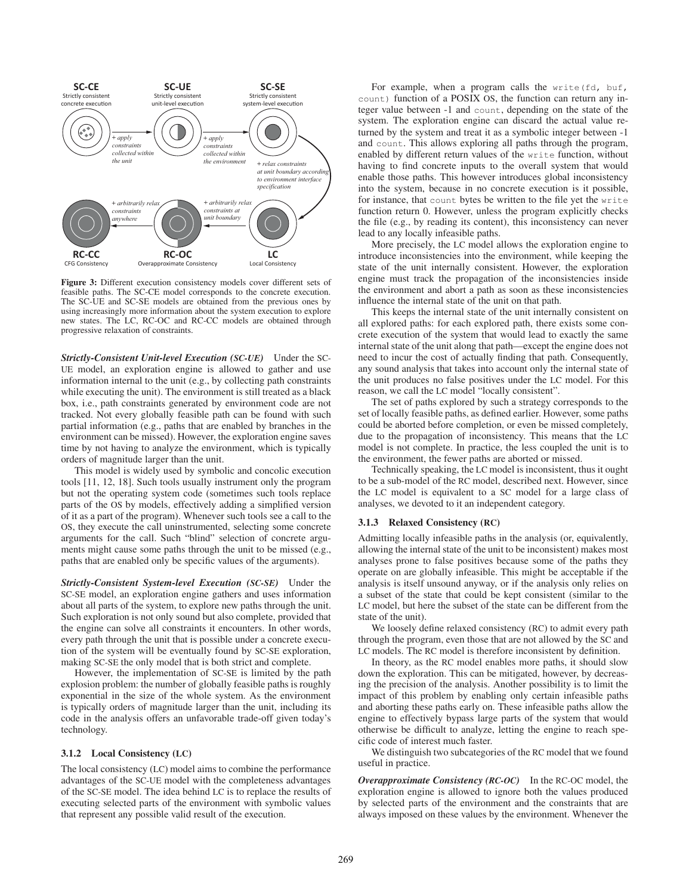SC-CE
Strictly consistent concrete execution

SC-UE
Strictly consistent unit-level execution

SC-SE
Strictly consistent system-level execution

+ apply constraints collected within the unit

+ apply constraints collected within the environment

+ relax constraints at unit boundary according to environment interface specification

+ arbitrarily relax constraints anywhere

+ arbitrarily relax constraints at unit boundary

RC-CC
CFG Consistency

RC-OC
Overapproximate Consistency

LC
Local Consistency

**Figure 3:** Different execution consistency models cover different sets of feasible paths. The SC-CE model corresponds to the concrete execution. The SC-UE and SC-SE models are obtained from the previous ones by using increasingly more information about the system execution to explore new states. The LC, RC-OC and RC-CC models are obtained through progressive relaxation of constraints.

***Strictly-Consistent Unit-level Execution (SC-UE)*** Under the SC-UE model, an exploration engine is allowed to gather and use information internal to the unit (e.g., by collecting path constraints while executing the unit). The environment is still treated as a black box, i.e., path constraints generated by environment code are not tracked. Not every globally feasible path can be found with such partial information (e.g., paths that are enabled by branches in the environment can be missed). However, the exploration engine saves time by not having to analyze the environment, which is typically orders of magnitude larger than the unit.

This model is widely used by symbolic and concolic execution tools [11, 12, 18]. Such tools usually instrument only the program but not the operating system code (sometimes such tools replace parts of the OS by models, effectively adding a simplified version of it as a part of the program). Whenever such tools see a call to the OS, they execute the call uninstrumented, selecting some concrete arguments for the call. Such "blind" selection of concrete arguments might cause some paths through the unit to be missed (e.g., paths that are enabled only be specific values of the arguments).

***Strictly-Consistent System-level Execution (SC-SE)*** Under the SC-SE model, an exploration engine gathers and uses information about all parts of the system, to explore new paths through the unit. Such exploration is not only sound but also complete, provided that the engine can solve all constraints it encounters. In other words, every path through the unit that is possible under a concrete execution of the system will be eventually found by SC-SE exploration, making SC-SE the only model that is both strict and complete.

However, the implementation of SC-SE is limited by the path explosion problem: the number of globally feasible paths is roughly exponential in the size of the whole system. As the environment is typically orders of magnitude larger than the unit, including its code in the analysis offers an unfavorable trade-off given today's technology.

### 3.1.2 Local Consistency (LC)

The local consistency (LC) model aims to combine the performance advantages of the SC-UE model with the completeness advantages of the SC-SE model. The idea behind LC is to replace the results of executing selected parts of the environment with symbolic values that represent any possible valid result of the execution.

For example, when a program calls the `write(fd, buf, count)` function of a POSIX OS, the function can return any integer value between -1 and `count`, depending on the state of the system. The exploration engine can discard the actual value returned by the system and treat it as a symbolic integer between -1 and `count`. This allows exploring all paths through the program, enabled by different return values of the `write` function, without having to find concrete inputs to the overall system that would enable those paths. This however introduces global inconsistency into the system, because in no concrete execution is it possible, for instance, that `count` bytes be written to the file yet the `write` function return 0. However, unless the program explicitly checks the file (e.g., by reading its content), this inconsistency can never lead to any locally infeasible paths.

More precisely, the LC model allows the exploration engine to introduce inconsistencies into the environment, while keeping the state of the unit internally consistent. However, the exploration engine must track the propagation of the inconsistencies inside the environment and abort a path as soon as these inconsistencies influence the internal state of the unit on that path.

This keeps the internal state of the unit internally consistent on all explored paths: for each explored path, there exists some concrete execution of the system that would lead to exactly the same internal state of the unit along that path—except the engine does not need to incur the cost of actually finding that path. Consequently, any sound analysis that takes into account only the internal state of the unit produces no false positives under the LC model. For this reason, we call the LC model "locally consistent".

The set of paths explored by such a strategy corresponds to the set of locally feasible paths, as defined earlier. However, some paths could be aborted before completion, or even be missed completely, due to the propagation of inconsistency. This means that the LC model is not complete. In practice, the less coupled the unit is to the environment, the fewer paths are aborted or missed.

Technically speaking, the LC model is inconsistent, thus it ought to be a sub-model of the RC model, described next. However, since the LC model is equivalent to a SC model for a large class of analyses, we devoted to it an independent category.

### 3.1.3 Relaxed Consistency (RC)

Admitting locally infeasible paths in the analysis (or, equivalently, allowing the internal state of the unit to be inconsistent) makes most analyses prone to false positives because some of the paths they operate on are globally infeasible. This might be acceptable if the analysis is itself unsound anyway, or if the analysis only relies on a subset of the state that could be kept consistent (similar to the LC model, but here the subset of the state can be different from the state of the unit).

We loosely define relaxed consistency (RC) to admit every path through the program, even those that are not allowed by the SC and LC models. The RC model is therefore inconsistent by definition.

In theory, as the RC model enables more paths, it should slow down the exploration. This can be mitigated, however, by decreasing the precision of the analysis. Another possibility is to limit the impact of this problem by enabling only certain infeasible paths and aborting these paths early on. These infeasible paths allow the engine to effectively bypass large parts of the system that would otherwise be difficult to analyze, letting the engine to reach specific code of interest much faster.

We distinguish two subcategories of the RC model that we found useful in practice.

***Overapproximate Consistency (RC-OC)*** In the RC-OC model, the exploration engine is allowed to ignore both the values produced by selected parts of the environment and the constraints that are always imposed on these values by the environment. Whenever the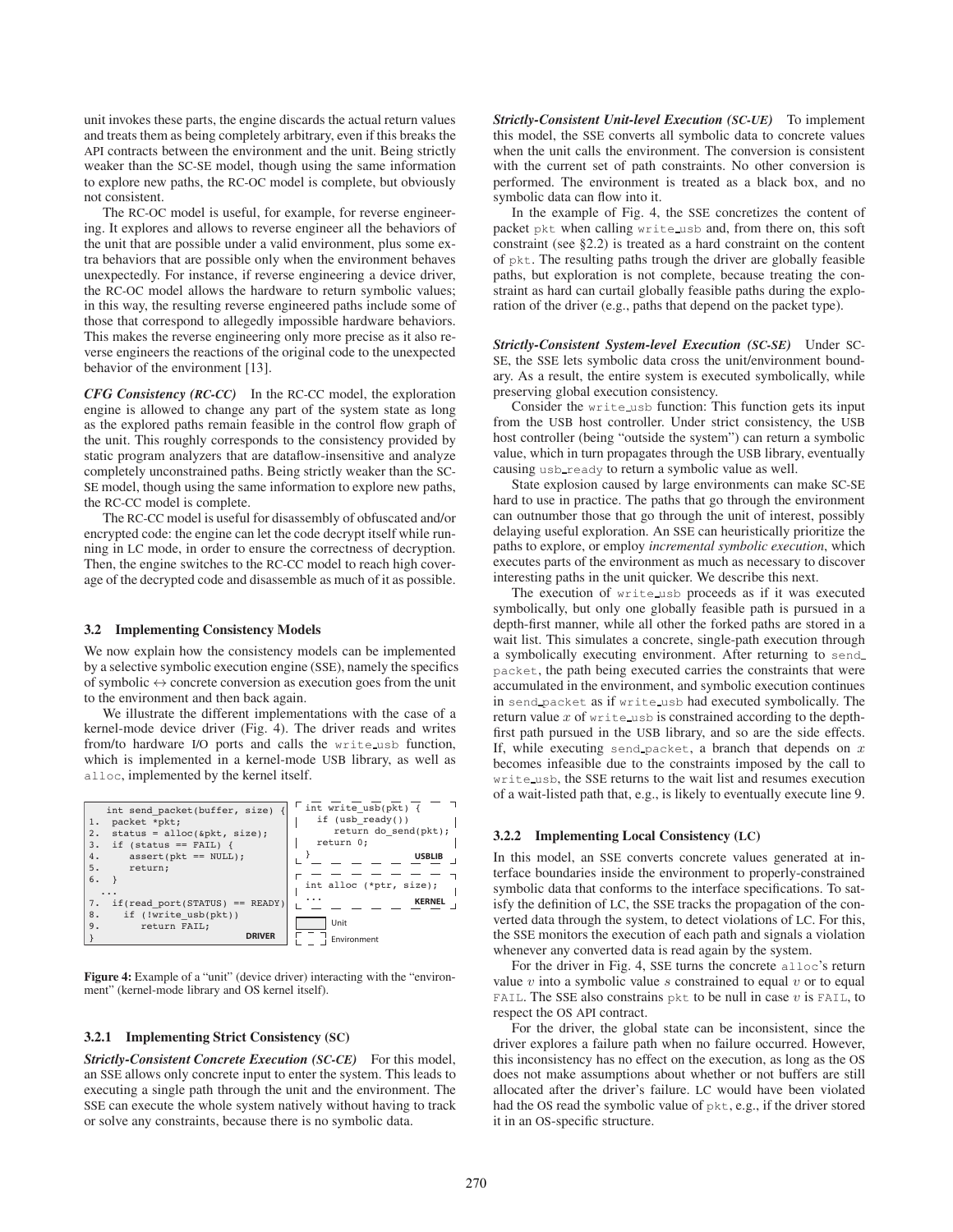unit invokes these parts, the engine discards the actual return values and treats them as being completely arbitrary, even if this breaks the API contracts between the environment and the unit. Being strictly weaker than the SC-SE model, though using the same information to explore new paths, the RC-OC model is complete, but obviously not consistent.

The RC-OC model is useful, for example, for reverse engineering. It explores and allows to reverse engineer all the behaviors of the unit that are possible under a valid environment, plus some extra behaviors that are possible only when the environment behaves unexpectedly. For instance, if reverse engineering a device driver, the RC-OC model allows the hardware to return symbolic values; in this way, the resulting reverse engineered paths include some of those that correspond to allegedly impossible hardware behaviors. This makes the reverse engineering only more precise as it also reverse engineers the reactions of the original code to the unexpected behavior of the environment [13].

***CFG Consistency (RC-CC)*** In the RC-CC model, the exploration engine is allowed to change any part of the system state as long as the explored paths remain feasible in the control flow graph of the unit. This roughly corresponds to the consistency provided by static program analyzers that are dataflow-insensitive and analyze completely unconstrained paths. Being strictly weaker than the SC-SE model, though using the same information to explore new paths, the RC-CC model is complete.

The RC-CC model is useful for disassembly of obfuscated and/or encrypted code: the engine can let the code decrypt itself while running in LC mode, in order to ensure the correctness of decryption. Then, the engine switches to the RC-CC model to reach high coverage of the decrypted code and disassemble as much of it as possible.

### 3.2 Implementing Consistency Models

We now explain how the consistency models can be implemented by a selective symbolic execution engine (SSE), namely the specifics of symbolic $\leftrightarrow$ concrete conversion as execution goes from the unit to the environment and then back again.

We illustrate the different implementations with the case of a kernel-mode device driver (Fig. 4). The driver reads and writes from/to hardware I/O ports and calls the write_usb function, which is implemented in a kernel-mode USB library, as well as alloc, implemented by the kernel itself.

```
   int send_packet(buffer, size) {
1.  packet *pkt;
2.  status = alloc(&pkt, size);
3.  if (status == FAIL) {
4.      assert(pkt == NULL);
5.      return;
6.  }
  ...
7.  if(read_port(STATUS) == READY)
8.    if (!write_usb(pkt))
9.        return FAIL;
}                                DRIVER
```

```
int write_usb(pkt) {
  if (usb_ready())
     return do_send(pkt);
  return 0;
}                         USBLIB

int alloc (*ptr, size);
...                       KERNEL
```

Unit
Environment

**Figure 4:** Example of a "unit" (device driver) interacting with the "environment" (kernel-mode library and OS kernel itself).

#### 3.2.1 Implementing Strict Consistency (SC)

***Strictly-Consistent Concrete Execution (SC-CE)*** For this model, an SSE allows only concrete input to enter the system. This leads to executing a single path through the unit and the environment. The SSE can execute the whole system natively without having to track or solve any constraints, because there is no symbolic data.

***Strictly-Consistent Unit-level Execution (SC-UE)*** To implement this model, the SSE converts all symbolic data to concrete values when the unit calls the environment. The conversion is consistent with the current set of path constraints. No other conversion is performed. The environment is treated as a black box, and no symbolic data can flow into it.

In the example of Fig. 4, the SSE concretizes the content of packet pkt when calling write_usb and, from there on, this soft constraint (see §2.2) is treated as a hard constraint on the content of pkt. The resulting paths trough the driver are globally feasible paths, but exploration is not complete, because treating the constraint as hard can curtail globally feasible paths during the exploration of the driver (e.g., paths that depend on the packet type).

***Strictly-Consistent System-level Execution (SC-SE)*** Under SC-SE, the SSE lets symbolic data cross the unit/environment boundary. As a result, the entire system is executed symbolically, while preserving global execution consistency.

Consider the write_usb function: This function gets its input from the USB host controller. Under strict consistency, the USB host controller (being "outside the system") can return a symbolic value, which in turn propagates through the USB library, eventually causing usb_ready to return a symbolic value as well.

State explosion caused by large environments can make SC-SE hard to use in practice. The paths that go through the environment can outnumber those that go through the unit of interest, possibly delaying useful exploration. An SSE can heuristically prioritize the paths to explore, or employ *incremental symbolic execution*, which executes parts of the environment as much as necessary to discover interesting paths in the unit quicker. We describe this next.

The execution of write_usb proceeds as if it was executed symbolically, but only one globally feasible path is pursued in a depth-first manner, while all other the forked paths are stored in a wait list. This simulates a concrete, single-path execution through a symbolically executing environment. After returning to send_packet, the path being executed carries the constraints that were accumulated in the environment, and symbolic execution continues in send_packet as if write_usb had executed symbolically. The return value $x$ of write_usb is constrained according to the depth-first path pursued in the USB library, and so are the side effects. If, while executing send_packet, a branch that depends on $x$ becomes infeasible due to the constraints imposed by the call to write_usb, the SSE returns to the wait list and resumes execution of a wait-listed path that, e.g., is likely to eventually execute line 9.

#### 3.2.2 Implementing Local Consistency (LC)

In this model, an SSE converts concrete values generated at interface boundaries inside the environment to properly-constrained symbolic data that conforms to the interface specifications. To satisfy the definition of LC, the SSE tracks the propagation of the converted data through the system, to detect violations of LC. For this, the SSE monitors the execution of each path and signals a violation whenever any converted data is read again by the system.

For the driver in Fig. 4, SSE turns the concrete alloc's return value $v$ into a symbolic value $s$ constrained to equal $v$ or to equal FAIL. The SSE also constrains pkt to be null in case $v$ is FAIL, to respect the OS API contract.

For the driver, the global state can be inconsistent, since the driver explores a failure path when no failure occurred. However, this inconsistency has no effect on the execution, as long as the OS does not make assumptions about whether or not buffers are still allocated after the driver's failure. LC would have been violated had the OS read the symbolic value of pkt, e.g., if the driver stored it in an OS-specific structure.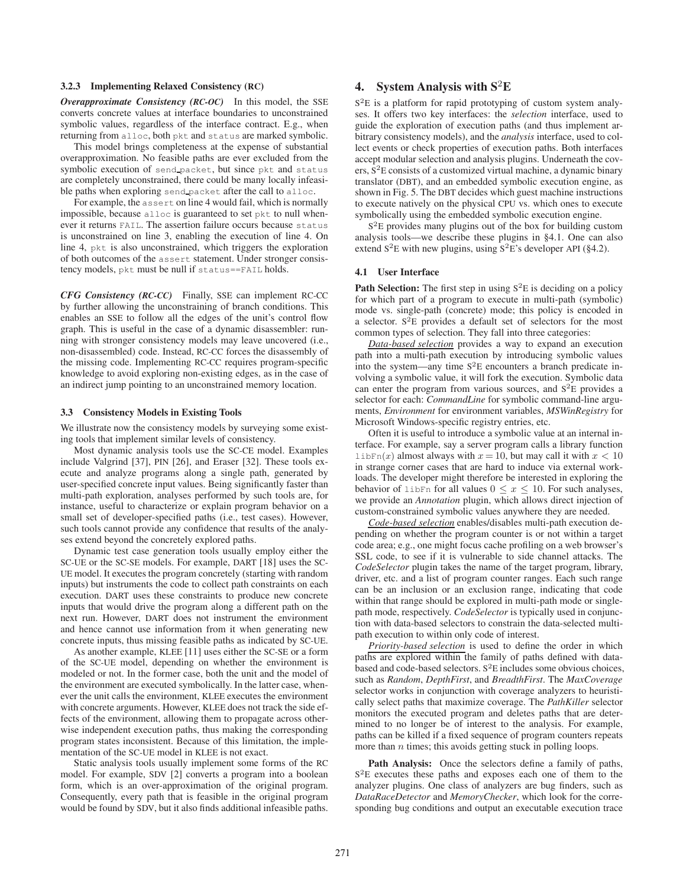### 3.2.3 Implementing Relaxed Consistency (RC)

***Overapproximate Consistency (RC-OC)*** In this model, the SSE converts concrete values at interface boundaries to unconstrained symbolic values, regardless of the interface contract. E.g., when returning from `alloc`, both `pkt` and `status` are marked symbolic.

This model brings completeness at the expense of substantial overapproximation. No feasible paths are ever excluded from the symbolic execution of `send_packet`, but since `pkt` and `status` are completely unconstrained, there could be many locally infeasible paths when exploring `send_packet` after the call to `alloc`.

For example, the `assert` on line 4 would fail, which is normally impossible, because `alloc` is guaranteed to set `pkt` to null whenever it returns `FAIL`. The assertion failure occurs because `status` is unconstrained on line 3, enabling the execution of line 4. On line 4, `pkt` is also unconstrained, which triggers the exploration of both outcomes of the `assert` statement. Under stronger consistency models, `pkt` must be null if `status==FAIL` holds.

***CFG Consistency (RC-CC)*** Finally, SSE can implement RC-CC by further allowing the unconstraining of branch conditions. This enables an SSE to follow all the edges of the unit's control flow graph. This is useful in the case of a dynamic disassembler: running with stronger consistency models may leave uncovered (i.e., non-disassembled) code. Instead, RC-CC forces the disassembly of the missing code. Implementing RC-CC requires program-specific knowledge to avoid exploring non-existing edges, as in the case of an indirect jump pointing to an unconstrained memory location.

### 3.3 Consistency Models in Existing Tools

We illustrate now the consistency models by surveying some existing tools that implement similar levels of consistency.

Most dynamic analysis tools use the SC-CE model. Examples include Valgrind [37], PIN [26], and Eraser [32]. These tools execute and analyze programs along a single path, generated by user-specified concrete input values. Being significantly faster than multi-path exploration, analyses performed by such tools are, for instance, useful to characterize or explain program behavior on a small set of developer-specified paths (i.e., test cases). However, such tools cannot provide any confidence that results of the analyses extend beyond the concretely explored paths.

Dynamic test case generation tools usually employ either the SC-UE or the SC-SE models. For example, DART [18] uses the SC-UE model. It executes the program concretely (starting with random inputs) but instruments the code to collect path constraints on each execution. DART uses these constraints to produce new concrete inputs that would drive the program along a different path on the next run. However, DART does not instrument the environment and hence cannot use information from it when generating new concrete inputs, thus missing feasible paths as indicated by SC-UE.

As another example, KLEE [11] uses either the SC-SE or a form of the SC-UE model, depending on whether the environment is modeled or not. In the former case, both the unit and the model of the environment are executed symbolically. In the latter case, whenever the unit calls the environment, KLEE executes the environment with concrete arguments. However, KLEE does not track the side effects of the environment, allowing them to propagate across otherwise independent execution paths, thus making the corresponding program states inconsistent. Because of this limitation, the implementation of the SC-UE model in KLEE is not exact.

Static analysis tools usually implement some forms of the RC model. For example, SDV [2] converts a program into a boolean form, which is an over-approximation of the original program. Consequently, every path that is feasible in the original program would be found by SDV, but it also finds additional infeasible paths.

## 4. System Analysis with S$^2$E

S$^2$E is a platform for rapid prototyping of custom system analyses. It offers two key interfaces: the *selection* interface, used to guide the exploration of execution paths (and thus implement arbitrary consistency models), and the *analysis* interface, used to collect events or check properties of execution paths. Both interfaces accept modular selection and analysis plugins. Underneath the covers, S$^2$E consists of a customized virtual machine, a dynamic binary translator (DBT), and an embedded symbolic execution engine, as shown in Fig. 5. The DBT decides which guest machine instructions to execute natively on the physical CPU vs. which ones to execute symbolically using the embedded symbolic execution engine.

S$^2$E provides many plugins out of the box for building custom analysis tools—we describe these plugins in §4.1. One can also extend S$^2$E with new plugins, using S$^2$E's developer API (§4.2).

### 4.1 User Interface

**Path Selection:** The first step in using S$^2$E is deciding on a policy for which part of a program to execute in multi-path (symbolic) mode vs. single-path (concrete) mode; this policy is encoded in a selector. S$^2$E provides a default set of selectors for the most common types of selection. They fall into three categories:

*Data-based selection* provides a way to expand an execution path into a multi-path execution by introducing symbolic values into the system—any time S$^2$E encounters a branch predicate involving a symbolic value, it will fork the execution. Symbolic data can enter the program from various sources, and S$^2$E provides a selector for each: *CommandLine* for symbolic command-line arguments, *Environment* for environment variables, *MSWinRegistry* for Microsoft Windows-specific registry entries, etc.

Often it is useful to introduce a symbolic value at an internal interface. For example, say a server program calls a library function `libFn`$(x)$ almost always with $x = 10$, but may call it with $x < 10$ in strange corner cases that are hard to induce via external workloads. The developer might therefore be interested in exploring the behavior of `libFn` for all values $0 \leq x \leq 10$. For such analyses, we provide an *Annotation* plugin, which allows direct injection of custom-constrained symbolic values anywhere they are needed.

*Code-based selection* enables/disables multi-path execution depending on whether the program counter is or not within a target code area; e.g., one might focus cache profiling on a web browser's SSL code, to see if it is vulnerable to side channel attacks. The *CodeSelector* plugin takes the name of the target program, library, driver, etc. and a list of program counter ranges. Each such range can be an inclusion or an exclusion range, indicating that code within that range should be explored in multi-path mode or single-path mode, respectively. *CodeSelector* is typically used in conjunction with data-based selectors to constrain the data-selected multi-path execution to within only code of interest.

*Priority-based selection* is used to define the order in which paths are explored within the family of paths defined with data-based and code-based selectors. S$^2$E includes some obvious choices, such as *Random*, *DepthFirst*, and *BreadthFirst*. The *MaxCoverage* selector works in conjunction with coverage analyzers to heuristically select paths that maximize coverage. The *PathKiller* selector monitors the executed program and deletes paths that are determined to no longer be of interest to the analysis. For example, paths can be killed if a fixed sequence of program counters repeats more than $n$ times; this avoids getting stuck in polling loops.

**Path Analysis:** Once the selectors define a family of paths, S$^2$E executes these paths and exposes each one of them to the analyzer plugins. One class of analyzers are bug finders, such as *DataRaceDetector* and *MemoryChecker*, which look for the corresponding bug conditions and output an executable execution trace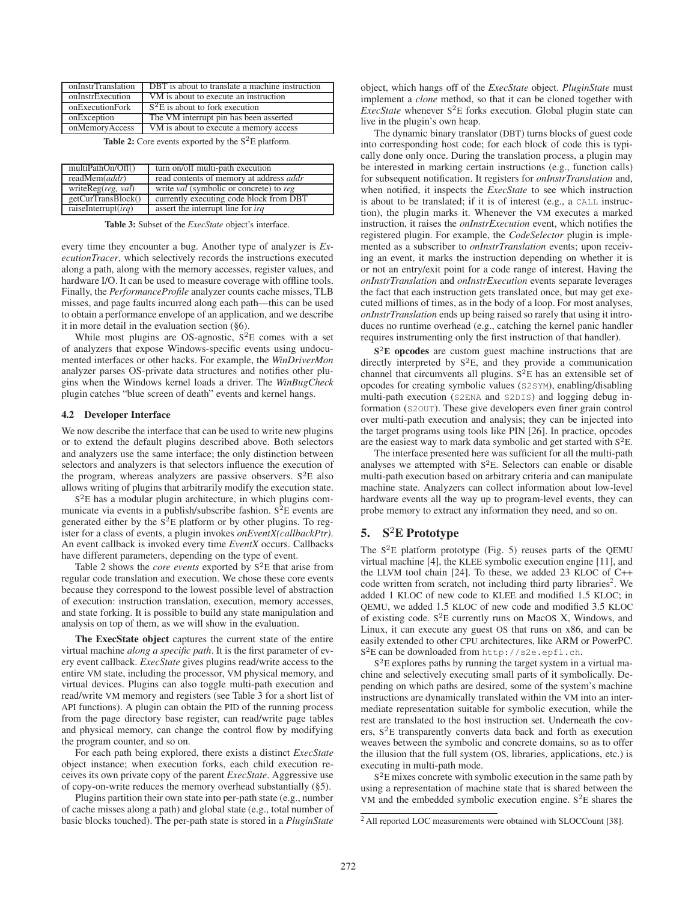| | |
|---|---|
| onInstrTranslation | DBT is about to translate a machine instruction |
| onInstrExecution | VM is about to execute an instruction |
| onExecutionFork | $S^2E$ is about to fork execution |
| onException | The VM interrupt pin has been asserted |
| onMemoryAccess | VM is about to execute a memory access |

**Table 2:** Core events exported by the $S^2E$ platform.

| | |
|---|---|
| multiPathOn/Off() | turn on/off multi-path execution |
| readMem(*addr*) | read contents of memory at address *addr* |
| writeReg(*reg, val*) | write *val* (symbolic or concrete) to *reg* |
| getCurTransBlock() | currently executing code block from DBT |
| raiseInterrupt(*irq*) | assert the interrupt line for *irq* |

**Table 3:** Subset of the *ExecState* object's interface.

every time they encounter a bug. Another type of analyzer is *ExecutionTracer*, which selectively records the instructions executed along a path, along with the memory accesses, register values, and hardware I/O. It can be used to measure coverage with offline tools. Finally, the *PerformanceProfile* analyzer counts cache misses, TLB misses, and page faults incurred along each path—this can be used to obtain a performance envelope of an application, and we describe it in more detail in the evaluation section (§6).

While most plugins are OS-agnostic, $S^2E$ comes with a set of analyzers that expose Windows-specific events using undocumented interfaces or other hacks. For example, the *WinDriverMon* analyzer parses OS-private data structures and notifies other plugins when the Windows kernel loads a driver. The *WinBugCheck* plugin catches "blue screen of death" events and kernel hangs.

### 4.2 Developer Interface

We now describe the interface that can be used to write new plugins or to extend the default plugins described above. Both selectors and analyzers use the same interface; the only distinction between selectors and analyzers is that selectors influence the execution of the program, whereas analyzers are passive observers. $S^2E$ also allows writing of plugins that arbitrarily modify the execution state.

$S^2E$ has a modular plugin architecture, in which plugins communicate via events in a publish/subscribe fashion. $S^2E$ events are generated either by the $S^2E$ platform or by other plugins. To register for a class of events, a plugin invokes *onEventX(callbackPtr)*. An event callback is invoked every time *EventX* occurs. Callbacks have different parameters, depending on the type of event.

Table 2 shows the *core events* exported by $S^2E$ that arise from regular code translation and execution. We chose these core events because they correspond to the lowest possible level of abstraction of execution: instruction translation, execution, memory accesses, and state forking. It is possible to build any state manipulation and analysis on top of them, as we will show in the evaluation.

**The ExecState object** captures the current state of the entire virtual machine *along a specific path*. It is the first parameter of every event callback. *ExecState* gives plugins read/write access to the entire VM state, including the processor, VM physical memory, and virtual devices. Plugins can also toggle multi-path execution and read/write VM memory and registers (see Table 3 for a short list of API functions). A plugin can obtain the PID of the running process from the page directory base register, can read/write page tables and physical memory, can change the control flow by modifying the program counter, and so on.

For each path being explored, there exists a distinct *ExecState* object instance; when execution forks, each child execution receives its own private copy of the parent *ExecState*. Aggressive use of copy-on-write reduces the memory overhead substantially (§5).

Plugins partition their own state into per-path state (e.g., number of cache misses along a path) and global state (e.g., total number of basic blocks touched). The per-path state is stored in a *PluginState* object, which hangs off of the *ExecState* object. *PluginState* must implement a *clone* method, so that it can be cloned together with *ExecState* whenever $S^2E$ forks execution. Global plugin state can live in the plugin's own heap.

The dynamic binary translator (DBT) turns blocks of guest code into corresponding host code; for each block of code this is typically done only once. During the translation process, a plugin may be interested in marking certain instructions (e.g., function calls) for subsequent notification. It registers for *onInstrTranslation* and, when notified, it inspects the *ExecState* to see which instruction is about to be translated; if it is of interest (e.g., a `CALL` instruction), the plugin marks it. Whenever the VM executes a marked instruction, it raises the *onInstrExecution* event, which notifies the registered plugin. For example, the *CodeSelector* plugin is implemented as a subscriber to *onInstrTranslation* events; upon receiving an event, it marks the instruction depending on whether it is or not an entry/exit point for a code range of interest. Having the *onInstrTranslation* and *onInstrExecution* events separate leverages the fact that each instruction gets translated once, but may get executed millions of times, as in the body of a loop. For most analyses, *onInstrTranslation* ends up being raised so rarely that using it introduces no runtime overhead (e.g., catching the kernel panic handler requires instrumenting only the first instruction of that handler).

**$S^2E$ opcodes** are custom guest machine instructions that are directly interpreted by $S^2E$, and they provide a communication channel that circumvents all plugins. $S^2E$ has an extensible set of opcodes for creating symbolic values (`S2SYM`), enabling/disabling multi-path execution (`S2ENA` and `S2DIS`) and logging debug information (`S2OUT`). These give developers even finer grain control over multi-path execution and analysis; they can be injected into the target programs using tools like PIN [26]. In practice, opcodes are the easiest way to mark data symbolic and get started with $S^2E$.

The interface presented here was sufficient for all the multi-path analyses we attempted with $S^2E$. Selectors can enable or disable multi-path execution based on arbitrary criteria and can manipulate machine state. Analyzers can collect information about low-level hardware events all the way up to program-level events, they can probe memory to extract any information they need, and so on.

## 5. $S^2E$ Prototype

The $S^2E$ platform prototype (Fig. 5) reuses parts of the QEMU virtual machine [4], the KLEE symbolic execution engine [11], and the LLVM tool chain [24]. To these, we added 23 KLOC of C++ code written from scratch, not including third party libraries[2]. We added 1 KLOC of new code to KLEE and modified 1.5 KLOC; in QEMU, we added 1.5 KLOC of new code and modified 3.5 KLOC of existing code. $S^2E$ currently runs on MacOS X, Windows, and Linux, it can execute any guest OS that runs on x86, and it can be easily extended to other CPU architectures, like ARM or PowerPC. $S^2E$ can be downloaded from `http://s2e.epfl.ch`.

$S^2E$ explores paths by running the target system in a virtual machine and selectively executing small parts of it symbolically. Depending on which paths are desired, some of the system's machine instructions are dynamically translated within the VM into an intermediate representation suitable for symbolic execution, while the rest are translated to the host instruction set. Underneath the covers, $S^2E$ transparently converts data back and forth as execution weaves between the symbolic and concrete domains, so as to offer the illusion that the full system (OS, libraries, applications, etc.) is executing in multi-path mode.

$S^2E$ mixes concrete with symbolic execution in the same path by using a representation of machine state that is shared between the VM and the embedded symbolic execution engine. $S^2E$ shares the

[2] All reported LOC measurements were obtained with SLOCCount [38].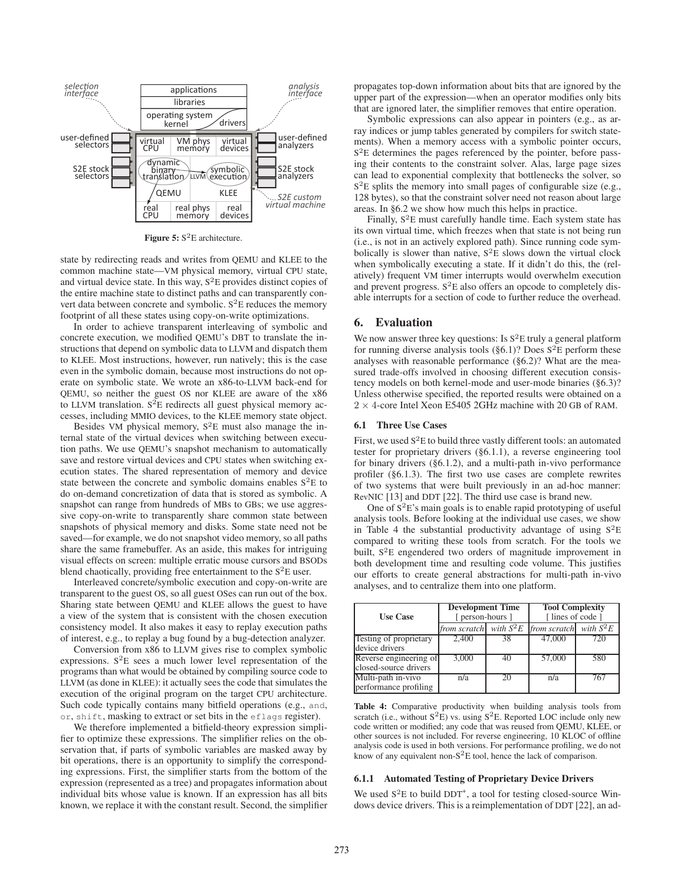selection interface

applications
libraries
operating system kernel
drivers

analysis interface

user-defined selectors
S2E stock selectors

virtual CPU
VM phys memory
virtual devices
dynamic binary translation
LLVM
symbolic execution
QEMU
KLEE
real CPU
real phys memory
real devices

user-defined analyzers
S2E stock analyzers
S2E custom virtual machine

**Figure 5:** S$^2$E architecture.

state by redirecting reads and writes from QEMU and KLEE to the common machine state—VM physical memory, virtual CPU state, and virtual device state. In this way, S$^2$E provides distinct copies of the entire machine state to distinct paths and can transparently convert data between concrete and symbolic. S$^2$E reduces the memory footprint of all these states using copy-on-write optimizations.

In order to achieve transparent interleaving of symbolic and concrete execution, we modified QEMU's DBT to translate the instructions that depend on symbolic data to LLVM and dispatch them to KLEE. Most instructions, however, run natively; this is the case even in the symbolic domain, because most instructions do not operate on symbolic state. We wrote an x86-to-LLVM back-end for QEMU, so neither the guest OS nor KLEE are aware of the x86 to LLVM translation. S$^2$E redirects all guest physical memory accesses, including MMIO devices, to the KLEE memory state object.

Besides VM physical memory, S$^2$E must also manage the internal state of the virtual devices when switching between execution paths. We use QEMU's snapshot mechanism to automatically save and restore virtual devices and CPU states when switching execution states. The shared representation of memory and device state between the concrete and symbolic domains enables S$^2$E to do on-demand concretization of data that is stored as symbolic. A snapshot can range from hundreds of MBs to GBs; we use aggressive copy-on-write to transparently share common state between snapshots of physical memory and disks. Some state need not be saved—for example, we do not snapshot video memory, so all paths share the same framebuffer. As an aside, this makes for intriguing visual effects on screen: multiple erratic mouse cursors and BSODs blend chaotically, providing free entertainment to the S$^2$E user.

Interleaved concrete/symbolic execution and copy-on-write are transparent to the guest OS, so all guest OSes can run out of the box. Sharing state between QEMU and KLEE allows the guest to have a view of the system that is consistent with the chosen execution consistency model. It also makes it easy to replay execution paths of interest, e.g., to replay a bug found by a bug-detection analyzer.

Conversion from x86 to LLVM gives rise to complex symbolic expressions. S$^2$E sees a much lower level representation of the programs than what would be obtained by compiling source code to LLVM (as done in KLEE): it actually sees the code that simulates the execution of the original program on the target CPU architecture. Such code typically contains many bitfield operations (e.g., `and`, `or`, `shift`, masking to extract or set bits in the `eflags` register).

We therefore implemented a bitfield-theory expression simplifier to optimize these expressions. The simplifier relies on the observation that, if parts of symbolic variables are masked away by bit operations, there is an opportunity to simplify the corresponding expressions. First, the simplifier starts from the bottom of the expression (represented as a tree) and propagates information about individual bits whose value is known. If an expression has all bits known, we replace it with the constant result. Second, the simplifier propagates top-down information about bits that are ignored by the upper part of the expression—when an operator modifies only bits that are ignored later, the simplifier removes that entire operation.

Symbolic expressions can also appear in pointers (e.g., as array indices or jump tables generated by compilers for switch statements). When a memory access with a symbolic pointer occurs, S$^2$E determines the pages referenced by the pointer, before passing their contents to the constraint solver. Alas, large page sizes can lead to exponential complexity that bottlenecks the solver, so S$^2$E splits the memory into small pages of configurable size (e.g., 128 bytes), so that the constraint solver need not reason about large areas. In §6.2 we show how much this helps in practice.

Finally, S$^2$E must carefully handle time. Each system state has its own virtual time, which freezes when that state is not being run (i.e., is not in an actively explored path). Since running code symbolically is slower than native, S$^2$E slows down the virtual clock when symbolically executing a state. If it didn't do this, the (relatively) frequent VM timer interrupts would overwhelm execution and prevent progress. S$^2$E also offers an opcode to completely disable interrupts for a section of code to further reduce the overhead.

## 6. Evaluation

We now answer three key questions: Is S$^2$E truly a general platform for running diverse analysis tools (§6.1)? Does S$^2$E perform these analyses with reasonable performance (§6.2)? What are the measured trade-offs involved in choosing different execution consistency models on both kernel-mode and user-mode binaries (§6.3)? Unless otherwise specified, the reported results were obtained on a $2 \times 4$-core Intel Xeon E5405 2GHz machine with 20 GB of RAM.

### 6.1 Three Use Cases

First, we used S$^2$E to build three vastly different tools: an automated tester for proprietary drivers (§6.1.1), a reverse engineering tool for binary drivers (§6.1.2), and a multi-path in-vivo performance profiler (§6.1.3). The first two use cases are complete rewrites of two systems that were built previously in an ad-hoc manner: RevNIC [13] and DDT [22]. The third use case is brand new.

One of S$^2$E's main goals is to enable rapid prototyping of useful analysis tools. Before looking at the individual use cases, we show in Table 4 the substantial productivity advantage of using S$^2$E compared to writing these tools from scratch. For the tools we built, S$^2$E engendered two orders of magnitude improvement in both development time and resulting code volume. This justifies our efforts to create general abstractions for multi-path in-vivo analyses, and to centralize them into one platform.

| Use Case | Development Time [ person-hours ] | | Tool Complexity [ lines of code ] | |
|---|---|---|---|---|
| | *from scratch* | *with S$^2$E* | *from scratch* | *with S$^2$E* |
| Testing of proprietary device drivers | 2,400 | 38 | 47,000 | 720 |
| Reverse engineering of closed-source drivers | 3,000 | 40 | 57,000 | 580 |
| Multi-path in-vivo performance profiling | n/a | 20 | n/a | 767 |

**Table 4:** Comparative productivity when building analysis tools from scratch (i.e., without S$^2$E) vs. using S$^2$E. Reported LOC include only new code written or modified; any code that was reused from QEMU, KLEE, or other sources is not included. For reverse engineering, 10 KLOC of offline analysis code is used in both versions. For performance profiling, we do not know of any equivalent non-S$^2$E tool, hence the lack of comparison.

#### 6.1.1 Automated Testing of Proprietary Device Drivers

We used S$^2$E to build DDT$^+$, a tool for testing closed-source Windows device drivers. This is a reimplementation of DDT [22], an ad-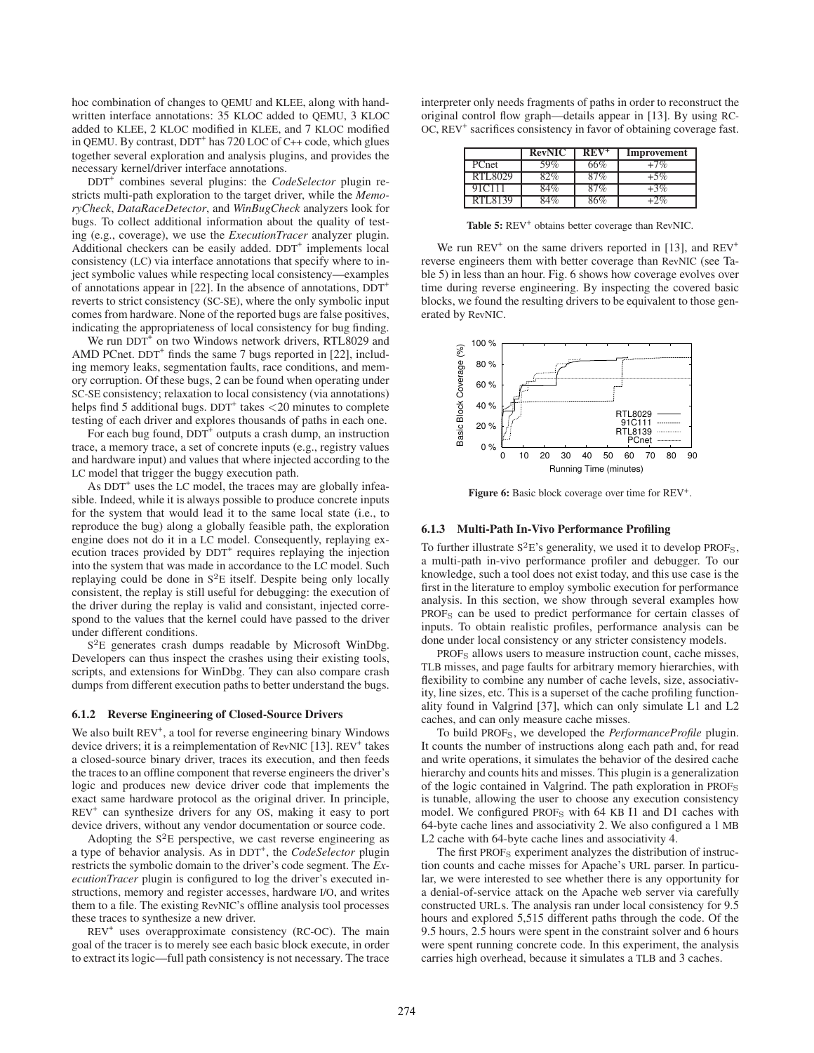hoc combination of changes to QEMU and KLEE, along with handwritten interface annotations: 35 KLOC added to QEMU, 3 KLOC added to KLEE, 2 KLOC modified in KLEE, and 7 KLOC modified in QEMU. By contrast, DDT$^+$ has 720 LOC of C++ code, which glues together several exploration and analysis plugins, and provides the necessary kernel/driver interface annotations.

DDT$^+$ combines several plugins: the *CodeSelector* plugin restricts multi-path exploration to the target driver, while the *MemoryCheck*, *DataRaceDetector*, and *WinBugCheck* analyzers look for bugs. To collect additional information about the quality of testing (e.g., coverage), we use the *ExecutionTracer* analyzer plugin. Additional checkers can be easily added. DDT$^+$ implements local consistency (LC) via interface annotations that specify where to inject symbolic values while respecting local consistency—examples of annotations appear in [22]. In the absence of annotations, DDT$^+$ reverts to strict consistency (SC-SE), where the only symbolic input comes from hardware. None of the reported bugs are false positives, indicating the appropriateness of local consistency for bug finding.

We run DDT$^+$ on two Windows network drivers, RTL8029 and AMD PCnet. DDT$^+$ finds the same 7 bugs reported in [22], including memory leaks, segmentation faults, race conditions, and memory corruption. Of these bugs, 2 can be found when operating under SC-SE consistency; relaxation to local consistency (via annotations) helps find 5 additional bugs. DDT$^+$ takes <20 minutes to complete testing of each driver and explores thousands of paths in each one.

For each bug found, DDT$^+$ outputs a crash dump, an instruction trace, a memory trace, a set of concrete inputs (e.g., registry values and hardware input) and values that where injected according to the LC model that trigger the buggy execution path.

As DDT$^+$ uses the LC model, the traces may are globally infeasible. Indeed, while it is always possible to produce concrete inputs for the system that would lead it to the same local state (i.e., to reproduce the bug) along a globally feasible path, the exploration engine does not do it in a LC model. Consequently, replaying execution traces provided by DDT$^+$ requires replaying the injection into the system that was made in accordance to the LC model. Such replaying could be done in S$^2$E itself. Despite being only locally consistent, the replay is still useful for debugging: the execution of the driver during the replay is valid and consistant, injected correspond to the values that the kernel could have passed to the driver under different conditions.

S$^2$E generates crash dumps readable by Microsoft WinDbg. Developers can thus inspect the crashes using their existing tools, scripts, and extensions for WinDbg. They can also compare crash dumps from different execution paths to better understand the bugs.

### 6.1.2 Reverse Engineering of Closed-Source Drivers

We also built REV$^+$, a tool for reverse engineering binary Windows device drivers; it is a reimplementation of RevNIC [13]. REV$^+$ takes a closed-source binary driver, traces its execution, and then feeds the traces to an offline component that reverse engineers the driver's logic and produces new device driver code that implements the exact same hardware protocol as the original driver. In principle, REV$^+$ can synthesize drivers for any OS, making it easy to port device drivers, without any vendor documentation or source code.

Adopting the S$^2$E perspective, we cast reverse engineering as a type of behavior analysis. As in DDT$^+$, the *CodeSelector* plugin restricts the symbolic domain to the driver's code segment. The *ExecutionTracer* plugin is configured to log the driver's executed instructions, memory and register accesses, hardware I/O, and writes them to a file. The existing RevNIC's offline analysis tool processes these traces to synthesize a new driver.

REV$^+$ uses overapproximate consistency (RC-OC). The main goal of the tracer is to merely see each basic block execute, in order to extract its logic—full path consistency is not necessary. The trace interpreter only needs fragments of paths in order to reconstruct the original control flow graph—details appear in [13]. By using RC-OC, REV$^+$ sacrifices consistency in favor of obtaining coverage fast.

| | RevNIC | REV$^+$ | Improvement |
|---|---|---|---|
| PCnet | 59% | 66% | +7% |
| RTL8029 | 82% | 87% | +5% |
| 91C111 | 84% | 87% | +3% |
| RTL8139 | 84% | 86% | +2% |

**Table 5:** REV$^+$ obtains better coverage than RevNIC.

We run REV$^+$ on the same drivers reported in [13], and REV$^+$ reverse engineers them with better coverage than RevNIC (see Table 5) in less than an hour. Fig. 6 shows how coverage evolves over time during reverse engineering. By inspecting the covered basic blocks, we found the resulting drivers to be equivalent to those generated by RevNIC.

**Figure 6:** Basic block coverage over time for REV$^+$.

### 6.1.3 Multi-Path In-Vivo Performance Profiling

To further illustrate S$^2$E's generality, we used it to develop PROF$_S$, a multi-path in-vivo performance profiler and debugger. To our knowledge, such a tool does not exist today, and this use case is the first in the literature to employ symbolic execution for performance analysis. In this section, we show through several examples how PROF$_S$ can be used to predict performance for certain classes of inputs. To obtain realistic profiles, performance analysis can be done under local consistency or any stricter consistency models.

PROF$_S$ allows users to measure instruction count, cache misses, TLB misses, and page faults for arbitrary memory hierarchies, with flexibility to combine any number of cache levels, size, associativity, line sizes, etc. This is a superset of the cache profiling functionality found in Valgrind [37], which can only simulate L1 and L2 caches, and can only measure cache misses.

To build PROF$_S$, we developed the *PerformanceProfile* plugin. It counts the number of instructions along each path and, for read and write operations, it simulates the behavior of the desired cache hierarchy and counts hits and misses. This plugin is a generalization of the logic contained in Valgrind. The path exploration in PROF$_S$ is tunable, allowing the user to choose any execution consistency model. We configured PROF$_S$ with 64 KB I1 and D1 caches with 64-byte cache lines and associativity 2. We also configured a 1 MB L2 cache with 64-byte cache lines and associativity 4.

The first PROF$_S$ experiment analyzes the distribution of instruction counts and cache misses for Apache's URL parser. In particular, we were interested to see whether there is any opportunity for a denial-of-service attack on the Apache web server via carefully constructed URLs. The analysis ran under local consistency for 9.5 hours and explored 5,515 different paths through the code. Of the 9.5 hours, 2.5 hours were spent in the constraint solver and 6 hours were spent running concrete code. In this experiment, the analysis carries high overhead, because it simulates a TLB and 3 caches.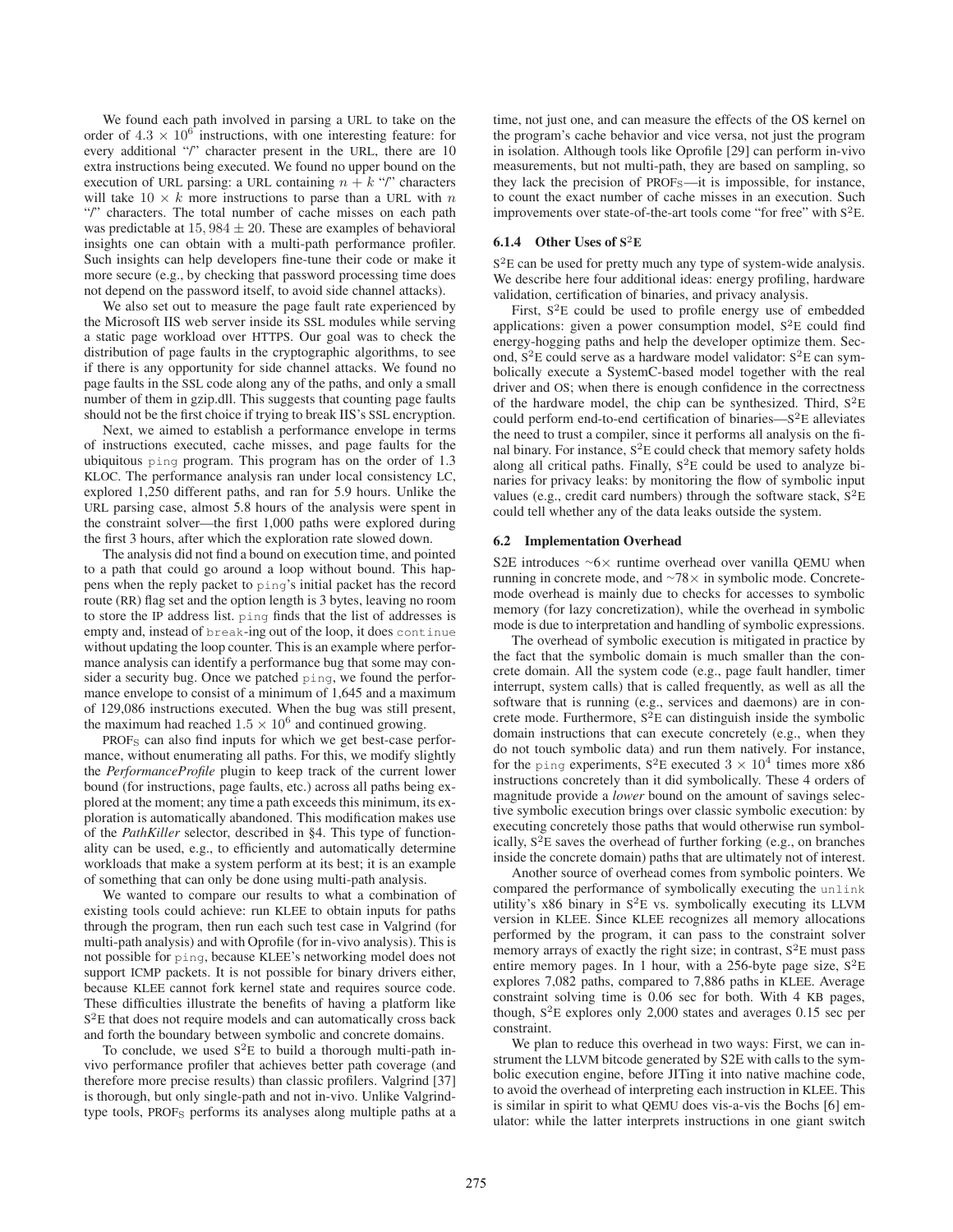We found each path involved in parsing a URL to take on the order of $4.3 \times 10^6$ instructions, with one interesting feature: for every additional "/" character present in the URL, there are 10 extra instructions being executed. We found no upper bound on the execution of URL parsing: a URL containing $n + k$ "/" characters will take $10 \times k$ more instructions to parse than a URL with $n$ "/" characters. The total number of cache misses on each path was predictable at $15,984 \pm 20$. These are examples of behavioral insights one can obtain with a multi-path performance profiler. Such insights can help developers fine-tune their code or make it more secure (e.g., by checking that password processing time does not depend on the password itself, to avoid side channel attacks).

We also set out to measure the page fault rate experienced by the Microsoft IIS web server inside its SSL modules while serving a static page workload over HTTPS. Our goal was to check the distribution of page faults in the cryptographic algorithms, to see if there is any opportunity for side channel attacks. We found no page faults in the SSL code along any of the paths, and only a small number of them in gzip.dll. This suggests that counting page faults should not be the first choice if trying to break IIS's SSL encryption.

Next, we aimed to establish a performance envelope in terms of instructions executed, cache misses, and page faults for the ubiquitous `ping` program. This program has on the order of 1.3 KLOC. The performance analysis ran under local consistency LC, explored 1,250 different paths, and ran for 5.9 hours. Unlike the URL parsing case, almost 5.8 hours of the analysis were spent in the constraint solver—the first 1,000 paths were explored during the first 3 hours, after which the exploration rate slowed down.

The analysis did not find a bound on execution time, and pointed to a path that could go around a loop without bound. This happens when the reply packet to `ping`'s initial packet has the record route (RR) flag set and the option length is 3 bytes, leaving no room to store the IP address list. `ping` finds that the list of addresses is empty and, instead of `break`-ing out of the loop, it does `continue` without updating the loop counter. This is an example where performance analysis can identify a performance bug that some may consider a security bug. Once we patched `ping`, we found the performance envelope to consist of a minimum of 1,645 and a maximum of 129,086 instructions executed. When the bug was still present, the maximum had reached $1.5 \times 10^6$ and continued growing.

$\text{PROF}_\text{S}$ can also find inputs for which we get best-case performance, without enumerating all paths. For this, we modify slightly the *PerformanceProfile* plugin to keep track of the current lower bound (for instructions, page faults, etc.) across all paths being explored at the moment; any time a path exceeds this minimum, its exploration is automatically abandoned. This modification makes use of the *PathKiller* selector, described in §4. This type of functionality can be used, e.g., to efficiently and automatically determine workloads that make a system perform at its best; it is an example of something that can only be done using multi-path analysis.

We wanted to compare our results to what a combination of existing tools could achieve: run KLEE to obtain inputs for paths through the program, then run each such test case in Valgrind (for multi-path analysis) and with Oprofile (for in-vivo analysis). This is not possible for `ping`, because KLEE's networking model does not support ICMP packets. It is not possible for binary drivers either, because KLEE cannot fork kernel state and requires source code. These difficulties illustrate the benefits of having a platform like $\text{S}^2\text{E}$ that does not require models and can automatically cross back and forth the boundary between symbolic and concrete domains.

To conclude, we used $\text{S}^2\text{E}$ to build a thorough multi-path in-vivo performance profiler that achieves better path coverage (and therefore more precise results) than classic profilers. Valgrind [37] is thorough, but only single-path and not in-vivo. Unlike Valgrind-type tools, $\text{PROF}_\text{S}$ performs its analyses along multiple paths at a time, not just one, and can measure the effects of the OS kernel on the program's cache behavior and vice versa, not just the program in isolation. Although tools like Oprofile [29] can perform in-vivo measurements, but not multi-path, they are based on sampling, so they lack the precision of $\text{PROF}_\text{S}$—it is impossible, for instance, to count the exact number of cache misses in an execution. Such improvements over state-of-the-art tools come "for free" with $\text{S}^2\text{E}$.

#### 6.1.4 Other Uses of $\text{S}^2\text{E}$

$\text{S}^2\text{E}$ can be used for pretty much any type of system-wide analysis. We describe here four additional ideas: energy profiling, hardware validation, certification of binaries, and privacy analysis.

First, $\text{S}^2\text{E}$ could be used to profile energy use of embedded applications: given a power consumption model, $\text{S}^2\text{E}$ could find energy-hogging paths and help the developer optimize them. Second, $\text{S}^2\text{E}$ could serve as a hardware model validator: $\text{S}^2\text{E}$ can symbolically execute a SystemC-based model together with the real driver and OS; when there is enough confidence in the correctness of the hardware model, the chip can be synthesized. Third, $\text{S}^2\text{E}$ could perform end-to-end certification of binaries—$\text{S}^2\text{E}$ alleviates the need to trust a compiler, since it performs all analysis on the final binary. For instance, $\text{S}^2\text{E}$ could check that memory safety holds along all critical paths. Finally, $\text{S}^2\text{E}$ could be used to analyze binaries for privacy leaks: by monitoring the flow of symbolic input values (e.g., credit card numbers) through the software stack, $\text{S}^2\text{E}$ could tell whether any of the data leaks outside the system.

### 6.2 Implementation Overhead

S2E introduces ~6× runtime overhead over vanilla QEMU when running in concrete mode, and ~78× in symbolic mode. Concrete-mode overhead is mainly due to checks for accesses to symbolic memory (for lazy concretization), while the overhead in symbolic mode is due to interpretation and handling of symbolic expressions.

The overhead of symbolic execution is mitigated in practice by the fact that the symbolic domain is much smaller than the concrete domain. All the system code (e.g., page fault handler, timer interrupt, system calls) that is called frequently, as well as all the software that is running (e.g., services and daemons) are in concrete mode. Furthermore, $\text{S}^2\text{E}$ can distinguish inside the symbolic domain instructions that can execute concretely (e.g., when they do not touch symbolic data) and run them natively. For instance, for the `ping` experiments, $\text{S}^2\text{E}$ executed $3 \times 10^4$ times more x86 instructions concretely than it did symbolically. These 4 orders of magnitude provide a *lower* bound on the amount of savings selective symbolic execution brings over classic symbolic execution: by executing concretely those paths that would otherwise run symbolically, $\text{S}^2\text{E}$ saves the overhead of further forking (e.g., on branches inside the concrete domain) paths that are ultimately not of interest.

Another source of overhead comes from symbolic pointers. We compared the performance of symbolically executing the `unlink` utility's x86 binary in $\text{S}^2\text{E}$ vs. symbolically executing its LLVM version in KLEE. Since KLEE recognizes all memory allocations performed by the program, it can pass to the constraint solver memory arrays of exactly the right size; in contrast, $\text{S}^2\text{E}$ must pass entire memory pages. In 1 hour, with a 256-byte page size, $\text{S}^2\text{E}$ explores 7,082 paths, compared to 7,886 paths in KLEE. Average constraint solving time is 0.06 sec for both. With 4 KB pages, though, $\text{S}^2\text{E}$ explores only 2,000 states and averages 0.15 sec per constraint.

We plan to reduce this overhead in two ways: First, we can instrument the LLVM bitcode generated by S2E with calls to the symbolic execution engine, before JITing it into native machine code, to avoid the overhead of interpreting each instruction in KLEE. This is similar in spirit to what QEMU does vis-a-vis the Bochs [6] emulator: while the latter interprets instructions in one giant switch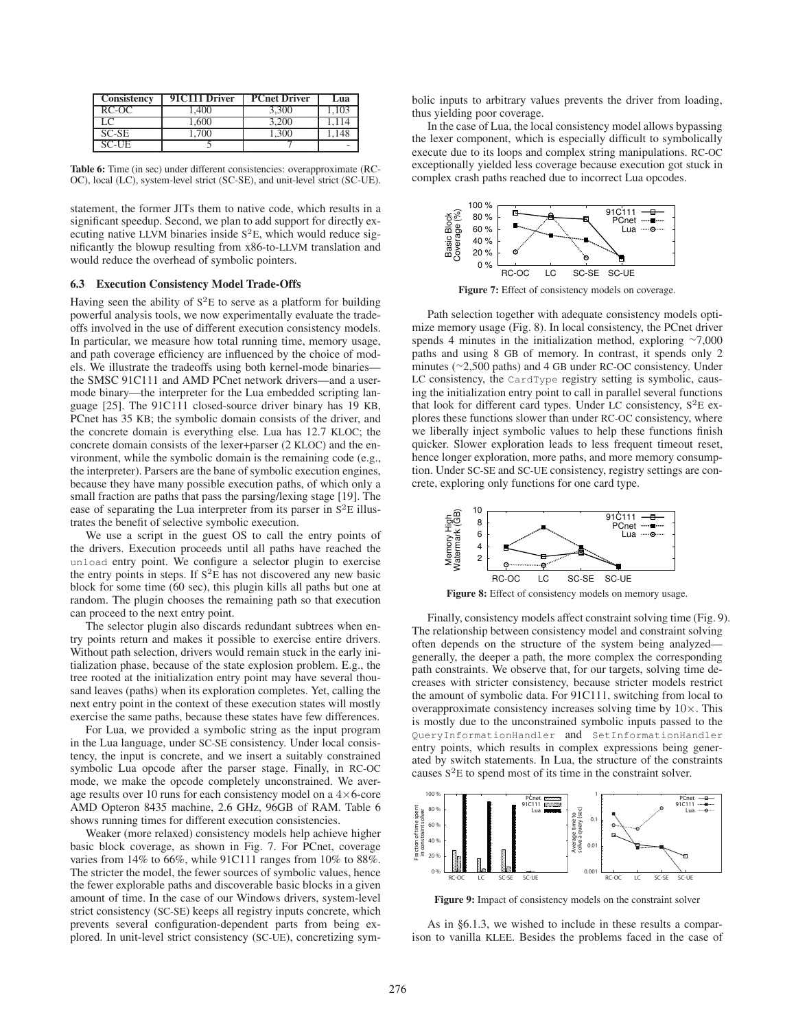| Consistency | 91C111 Driver | PCnet Driver | Lua |
|---|---|---|---|
| RC-OC | 1,400 | 3,300 | 1,103 |
| LC | 1,600 | 3,200 | 1,114 |
| SC-SE | 1,700 | 1,300 | 1,148 |
| SC-UE | 5 | 7 | - |

**Table 6:** Time (in sec) under different consistencies: overapproximate (RC-OC), local (LC), system-level strict (SC-SE), and unit-level strict (SC-UE).

statement, the former JITs them to native code, which results in a significant speedup. Second, we plan to add support for directly executing native LLVM binaries inside S$^2$E, which would reduce significantly the blowup resulting from x86-to-LLVM translation and would reduce the overhead of symbolic pointers.

### 6.3 Execution Consistency Model Trade-Offs

Having seen the ability of S$^2$E to serve as a platform for building powerful analysis tools, we now experimentally evaluate the tradeoffs involved in the use of different execution consistency models. In particular, we measure how total running time, memory usage, and path coverage efficiency are influenced by the choice of models. We illustrate the tradeoffs using both kernel-mode binaries—the SMSC 91C111 and AMD PCnet network drivers—and a user-mode binary—the interpreter for the Lua embedded scripting language [25]. The 91C111 closed-source driver binary has 19 KB, PCnet has 35 KB; the symbolic domain consists of the driver, and the concrete domain is everything else. Lua has 12.7 KLOC; the concrete domain consists of the lexer+parser (2 KLOC) and the environment, while the symbolic domain is the remaining code (e.g., the interpreter). Parsers are the bane of symbolic execution engines, because they have many possible execution paths, of which only a small fraction are paths that pass the parsing/lexing stage [19]. The ease of separating the Lua interpreter from its parser in S$^2$E illustrates the benefit of selective symbolic execution.

We use a script in the guest OS to call the entry points of the drivers. Execution proceeds until all paths have reached the `unload` entry point. We configure a selector plugin to exercise the entry points in steps. If S$^2$E has not discovered any new basic block for some time (60 sec), this plugin kills all paths but one at random. The plugin chooses the remaining path so that execution can proceed to the next entry point.

The selector plugin also discards redundant subtrees when entry points return and makes it possible to exercise entire drivers. Without path selection, drivers would remain stuck in the early initialization phase, because of the state explosion problem. E.g., the tree rooted at the initialization entry point may have several thousand leaves (paths) when its exploration completes. Yet, calling the next entry point in the context of these execution states will mostly exercise the same paths, because these states have few differences.

For Lua, we provided a symbolic string as the input program in the Lua language, under SC-SE consistency. Under local consistency, the input is concrete, and we insert a suitably constrained symbolic Lua opcode after the parser stage. Finally, in RC-OC mode, we make the opcode completely unconstrained. We average results over 10 runs for each consistency model on a 4×6-core AMD Opteron 8435 machine, 2.6 GHz, 96GB of RAM. Table 6 shows running times for different execution consistencies.

Weaker (more relaxed) consistency models help achieve higher basic block coverage, as shown in Fig. 7. For PCnet, coverage varies from 14% to 66%, while 91C111 ranges from 10% to 88%. The stricter the model, the fewer sources of symbolic values, hence the fewer explorable paths and discoverable basic blocks in a given amount of time. In the case of our Windows drivers, system-level strict consistency (SC-SE) keeps all registry inputs concrete, which prevents several configuration-dependent parts from being explored. In unit-level strict consistency (SC-UE), concretizing symbolic inputs to arbitrary values prevents the driver from loading, thus yielding poor coverage.

In the case of Lua, the local consistency model allows bypassing the lexer component, which is especially difficult to symbolically execute due to its loops and complex string manipulations. RC-OC exceptionally yielded less coverage because execution got stuck in complex crash paths reached due to incorrect Lua opcodes.

**Figure 7:** Effect of consistency models on coverage.

Path selection together with adequate consistency models optimize memory usage (Fig. 8). In local consistency, the PCnet driver spends 4 minutes in the initialization method, exploring ~7,000 paths and using 8 GB of memory. In contrast, it spends only 2 minutes (~2,500 paths) and 4 GB under RC-OC consistency. Under LC consistency, the `CardType` registry setting is symbolic, causing the initialization entry point to call in parallel several functions that look for different card types. Under LC consistency, S$^2$E explores these functions slower than under RC-OC consistency, where we liberally inject symbolic values to help these functions finish quicker. Slower exploration leads to less frequent timeout reset, hence longer exploration, more paths, and more memory consumption. Under SC-SE and SC-UE consistency, registry settings are concrete, exploring only functions for one card type.

**Figure 8:** Effect of consistency models on memory usage.

Finally, consistency models affect constraint solving time (Fig. 9). The relationship between consistency model and constraint solving often depends on the structure of the system being analyzed—generally, the deeper a path, the more complex the corresponding path constraints. We observe that, for our targets, solving time decreases with stricter consistency, because stricter models restrict the amount of symbolic data. For 91C111, switching from local to overapproximate consistency increases solving time by 10×. This is mostly due to the unconstrained symbolic inputs passed to the `QueryInformationHandler` and `SetInformationHandler` entry points, which results in complex expressions being generated by switch statements. In Lua, the structure of the constraints causes S$^2$E to spend most of its time in the constraint solver.

**Figure 9:** Impact of consistency models on the constraint solver

As in §6.1.3, we wished to include in these results a comparison to vanilla KLEE. Besides the problems faced in the case of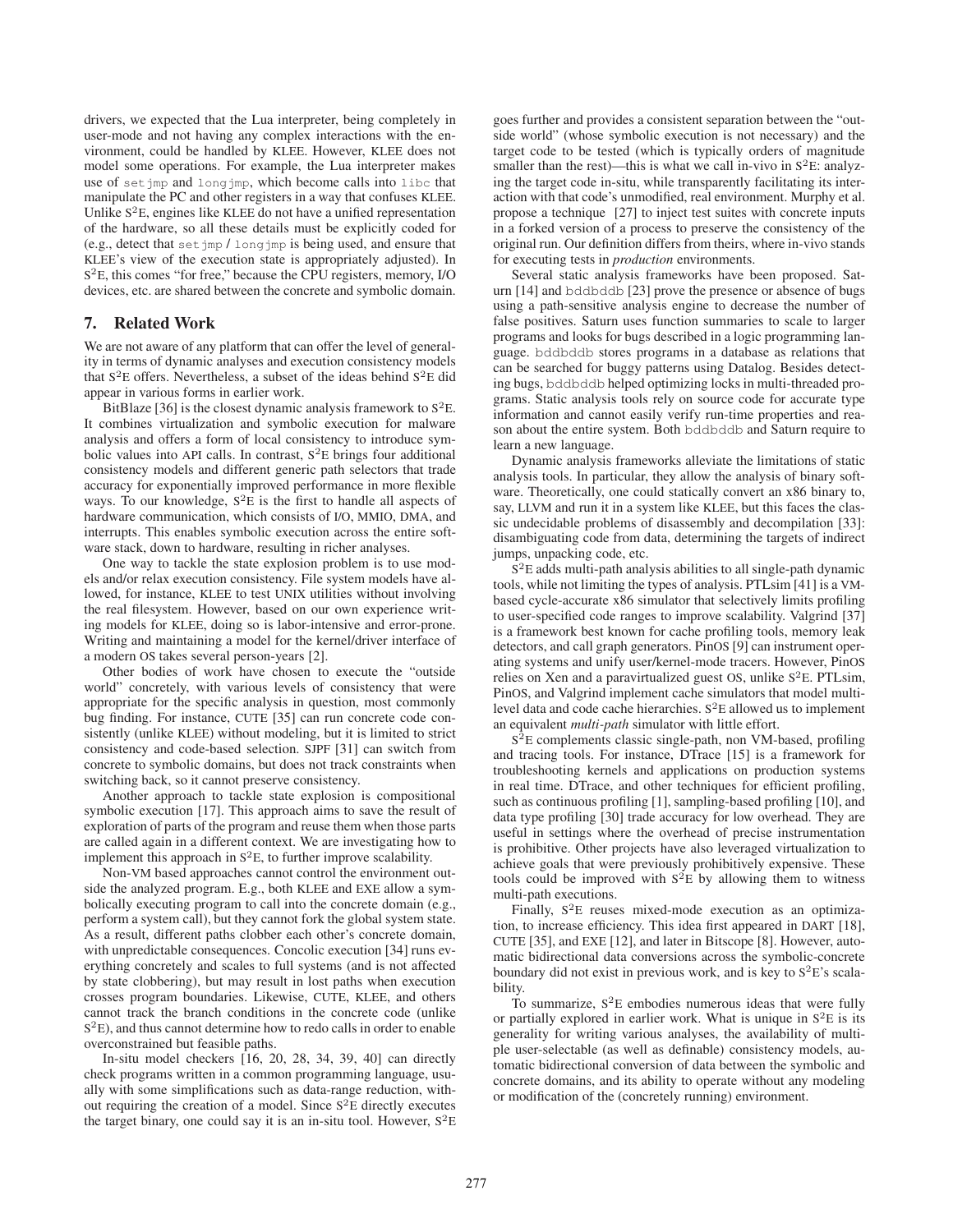drivers, we expected that the Lua interpreter, being completely in user-mode and not having any complex interactions with the environment, could be handled by KLEE. However, KLEE does not model some operations. For example, the Lua interpreter makes use of `setjmp` and `longjmp`, which become calls into `libc` that manipulate the PC and other registers in a way that confuses KLEE. Unlike S$^2$E, engines like KLEE do not have a unified representation of the hardware, so all these details must be explicitly coded for (e.g., detect that `setjmp` / `longjmp` is being used, and ensure that KLEE's view of the execution state is appropriately adjusted). In S$^2$E, this comes "for free," because the CPU registers, memory, I/O devices, etc. are shared between the concrete and symbolic domain.

## 7. Related Work

We are not aware of any platform that can offer the level of generality in terms of dynamic analyses and execution consistency models that S$^2$E offers. Nevertheless, a subset of the ideas behind S$^2$E did appear in various forms in earlier work.

BitBlaze [36] is the closest dynamic analysis framework to S$^2$E. It combines virtualization and symbolic execution for malware analysis and offers a form of local consistency to introduce symbolic values into API calls. In contrast, S$^2$E brings four additional consistency models and different generic path selectors that trade accuracy for exponentially improved performance in more flexible ways. To our knowledge, S$^2$E is the first to handle all aspects of hardware communication, which consists of I/O, MMIO, DMA, and interrupts. This enables symbolic execution across the entire software stack, down to hardware, resulting in richer analyses.

One way to tackle the state explosion problem is to use models and/or relax execution consistency. File system models have allowed, for instance, KLEE to test UNIX utilities without involving the real filesystem. However, based on our own experience writing models for KLEE, doing so is labor-intensive and error-prone. Writing and maintaining a model for the kernel/driver interface of a modern OS takes several person-years [2].

Other bodies of work have chosen to execute the "outside world" concretely, with various levels of consistency that were appropriate for the specific analysis in question, most commonly bug finding. For instance, CUTE [35] can run concrete code consistently (unlike KLEE) without modeling, but it is limited to strict consistency and code-based selection. SJPF [31] can switch from concrete to symbolic domains, but does not track constraints when switching back, so it cannot preserve consistency.

Another approach to tackle state explosion is compositional symbolic execution [17]. This approach aims to save the result of exploration of parts of the program and reuse them when those parts are called again in a different context. We are investigating how to implement this approach in S$^2$E, to further improve scalability.

Non-VM based approaches cannot control the environment outside the analyzed program. E.g., both KLEE and EXE allow a symbolically executing program to call into the concrete domain (e.g., perform a system call), but they cannot fork the global system state. As a result, different paths clobber each other's concrete domain, with unpredictable consequences. Concolic execution [34] runs everything concretely and scales to full systems (and is not affected by state clobbering), but may result in lost paths when execution crosses program boundaries. Likewise, CUTE, KLEE, and others cannot track the branch conditions in the concrete code (unlike S$^2$E), and thus cannot determine how to redo calls in order to enable overconstrained but feasible paths.

In-situ model checkers [16, 20, 28, 34, 39, 40] can directly check programs written in a common programming language, usually with some simplifications such as data-range reduction, without requiring the creation of a model. Since S$^2$E directly executes the target binary, one could say it is an in-situ tool. However, S$^2$E goes further and provides a consistent separation between the "outside world" (whose symbolic execution is not necessary) and the target code to be tested (which is typically orders of magnitude smaller than the rest)—this is what we call in-vivo in S$^2$E: analyzing the target code in-situ, while transparently facilitating its interaction with that code's unmodified, real environment. Murphy et al. propose a technique [27] to inject test suites with concrete inputs in a forked version of a process to preserve the consistency of the original run. Our definition differs from theirs, where in-vivo stands for executing tests in *production* environments.

Several static analysis frameworks have been proposed. Saturn [14] and `bddbddb` [23] prove the presence or absence of bugs using a path-sensitive analysis engine to decrease the number of false positives. Saturn uses function summaries to scale to larger programs and looks for bugs described in a logic programming language. `bddbddb` stores programs in a database as relations that can be searched for buggy patterns using Datalog. Besides detecting bugs, `bddbddb` helped optimizing locks in multi-threaded programs. Static analysis tools rely on source code for accurate type information and cannot easily verify run-time properties and reason about the entire system. Both `bddbddb` and Saturn require to learn a new language.

Dynamic analysis frameworks alleviate the limitations of static analysis tools. In particular, they allow the analysis of binary software. Theoretically, one could statically convert an x86 binary to, say, LLVM and run it in a system like KLEE, but this faces the classic undecidable problems of disassembly and decompilation [33]: disambiguating code from data, determining the targets of indirect jumps, unpacking code, etc.

S$^2$E adds multi-path analysis abilities to all single-path dynamic tools, while not limiting the types of analysis. PTLsim [41] is a VM-based cycle-accurate x86 simulator that selectively limits profiling to user-specified code ranges to improve scalability. Valgrind [37] is a framework best known for cache profiling tools, memory leak detectors, and call graph generators. PinOS [9] can instrument operating systems and unify user/kernel-mode tracers. However, PinOS relies on Xen and a paravirtualized guest OS, unlike S$^2$E. PTLsim, PinOS, and Valgrind implement cache simulators that model multi-level data and code cache hierarchies. S$^2$E allowed us to implement an equivalent *multi-path* simulator with little effort.

S$^2$E complements classic single-path, non VM-based, profiling and tracing tools. For instance, DTrace [15] is a framework for troubleshooting kernels and applications on production systems in real time. DTrace, and other techniques for efficient profiling, such as continuous profiling [1], sampling-based profiling [10], and data type profiling [30] trade accuracy for low overhead. They are useful in settings where the overhead of precise instrumentation is prohibitive. Other projects have also leveraged virtualization to achieve goals that were previously prohibitively expensive. These tools could be improved with S$^2$E by allowing them to witness multi-path executions.

Finally, S$^2$E reuses mixed-mode execution as an optimization, to increase efficiency. This idea first appeared in DART [18], CUTE [35], and EXE [12], and later in Bitscope [8]. However, automatic bidirectional data conversions across the symbolic-concrete boundary did not exist in previous work, and is key to S$^2$E's scalability.

To summarize, S$^2$E embodies numerous ideas that were fully or partially explored in earlier work. What is unique in S$^2$E is its generality for writing various analyses, the availability of multiple user-selectable (as well as definable) consistency models, automatic bidirectional conversion of data between the symbolic and concrete domains, and its ability to operate without any modeling or modification of the (concretely running) environment.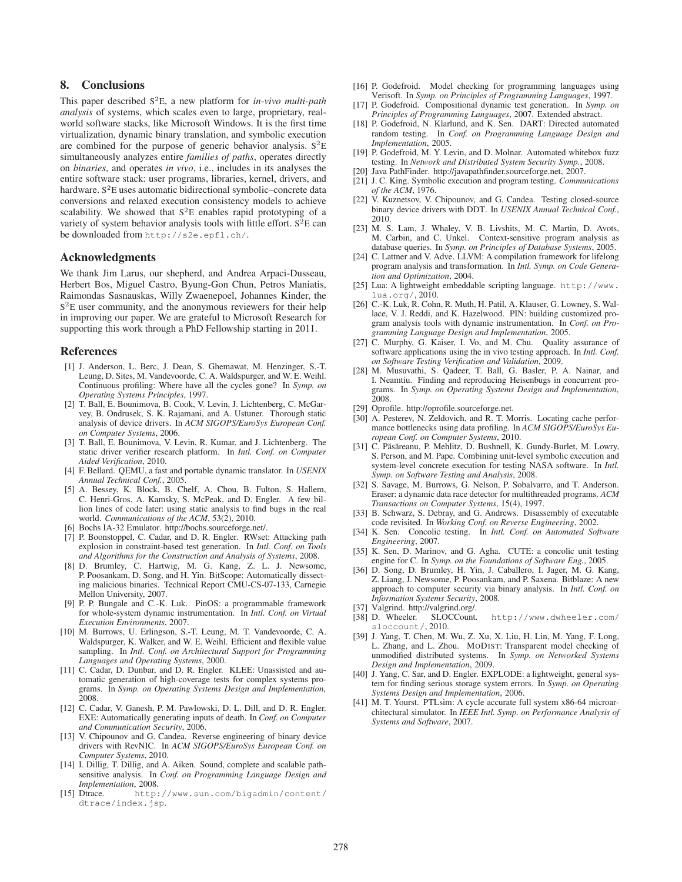## 8. Conclusions

This paper described S²E, a new platform for *in-vivo multi-path analysis* of systems, which scales even to large, proprietary, real-world software stacks, like Microsoft Windows. It is the first time virtualization, dynamic binary translation, and symbolic execution are combined for the purpose of generic behavior analysis. S²E simultaneously analyzes entire *families of paths*, operates directly on *binaries*, and operates *in vivo*, i.e., includes in its analyses the entire software stack: user programs, libraries, kernel, drivers, and hardware. S²E uses automatic bidirectional symbolic–concrete data conversions and relaxed execution consistency models to achieve scalability. We showed that S²E enables rapid prototyping of a variety of system behavior analysis tools with little effort. S²E can be downloaded from `http://s2e.epfl.ch/`.

## Acknowledgments

We thank Jim Larus, our shepherd, and Andrea Arpaci-Dusseau, Herbert Bos, Miguel Castro, Byung-Gon Chun, Petros Maniatis, Raimondas Sasnauskas, Willy Zwaenepoel, Johannes Kinder, the S²E user community, and the anonymous reviewers for their help in improving our paper. We are grateful to Microsoft Research for supporting this work through a PhD Fellowship starting in 2011.

## References

[1] J. Anderson, L. Berc, J. Dean, S. Ghemawat, M. Henzinger, S.-T. Leung, D. Sites, M. Vandevoorde, C. A. Waldspurger, and W. E. Weihl. Continuous profiling: Where have all the cycles gone? In *Symp. on Operating Systems Principles*, 1997.

[2] T. Ball, E. Bounimova, B. Cook, V. Levin, J. Lichtenberg, C. McGarvey, B. Ondrusek, S. K. Rajamani, and A. Ustuner. Thorough static analysis of device drivers. In *ACM SIGOPS/EuroSys European Conf. on Computer Systems*, 2006.

[3] T. Ball, E. Bounimova, V. Levin, R. Kumar, and J. Lichtenberg. The static driver verifier research platform. In *Intl. Conf. on Computer Aided Verification*, 2010.

[4] F. Bellard. QEMU, a fast and portable dynamic translator. In *USENIX Annual Technical Conf.*, 2005.

[5] A. Bessey, K. Block, B. Chelf, A. Chou, B. Fulton, S. Hallem, C. Henri-Gros, A. Kamsky, S. McPeak, and D. Engler. A few billion lines of code later: using static analysis to find bugs in the real world. *Communications of the ACM*, 53(2), 2010.

[6] Bochs IA-32 Emulator. http://bochs.sourceforge.net/.

[7] P. Boonstoppel, C. Cadar, and D. R. Engler. RWset: Attacking path explosion in constraint-based test generation. In *Intl. Conf. on Tools and Algorithms for the Construction and Analysis of Systems*, 2008.

[8] D. Brumley, C. Hartwig, M. G. Kang, Z. L. J. Newsome, P. Poosankam, D. Song, and H. Yin. BitScope: Automatically dissecting malicious binaries. Technical Report CMU-CS-07-133, Carnegie Mellon University, 2007.

[9] P. P. Bungale and C.-K. Luk. PinOS: a programmable framework for whole-system dynamic instrumentation. In *Intl. Conf. on Virtual Execution Environments*, 2007.

[10] M. Burrows, U. Erlingson, S.-T. Leung, M. T. Vandevoorde, C. A. Waldspurger, K. Walker, and W. E. Weihl. Efficient and flexible value sampling. In *Intl. Conf. on Architectural Support for Programming Languages and Operating Systems*, 2000.

[11] C. Cadar, D. Dunbar, and D. R. Engler. KLEE: Unassisted and automatic generation of high-coverage tests for complex systems programs. In *Symp. on Operating Systems Design and Implementation*, 2008.

[12] C. Cadar, V. Ganesh, P. M. Pawlowski, D. L. Dill, and D. R. Engler. EXE: Automatically generating inputs of death. In *Conf. on Computer and Communication Security*, 2006.

[13] V. Chipounov and G. Candea. Reverse engineering of binary device drivers with RevNIC. In *ACM SIGOPS/EuroSys European Conf. on Computer Systems*, 2010.

[14] I. Dillig, T. Dillig, and A. Aiken. Sound, complete and scalable path-sensitive analysis. In *Conf. on Programming Language Design and Implementation*, 2008.

[15] Dtrace. `http://www.sun.com/bigadmin/content/dtrace/index.jsp`.

[16] P. Godefroid. Model checking for programming languages using Verisoft. In *Symp. on Principles of Programming Languages*, 1997.

[17] P. Godefroid. Compositional dynamic test generation. In *Symp. on Principles of Programming Languages*, 2007. Extended abstract.

[18] P. Godefroid, N. Klarlund, and K. Sen. DART: Directed automated random testing. In *Conf. on Programming Language Design and Implementation*, 2005.

[19] P. Godefroid, M. Y. Levin, and D. Molnar. Automated whitebox fuzz testing. In *Network and Distributed System Security Symp.*, 2008.

[20] Java PathFinder. http://javapathfinder.sourceforge.net, 2007.

[21] J. C. King. Symbolic execution and program testing. *Communications of the ACM*, 1976.

[22] V. Kuznetsov, V. Chipounov, and G. Candea. Testing closed-source binary device drivers with DDT. In *USENIX Annual Technical Conf.*, 2010.

[23] M. S. Lam, J. Whaley, V. B. Livshits, M. C. Martin, D. Avots, M. Carbin, and C. Unkel. Context-sensitive program analysis as database queries. In *Symp. on Principles of Database Systems*, 2005.

[24] C. Lattner and V. Adve. LLVM: A compilation framework for lifelong program analysis and transformation. In *Intl. Symp. on Code Generation and Optimization*, 2004.

[25] Lua: A lightweight embeddable scripting language. `http://www.lua.org/`, 2010.

[26] C.-K. Luk, R. Cohn, R. Muth, H. Patil, A. Klauser, G. Lowney, S. Wallace, V. J. Reddi, and K. Hazelwood. PIN: building customized program analysis tools with dynamic instrumentation. In *Conf. on Programming Language Design and Implementation*, 2005.

[27] C. Murphy, G. Kaiser, I. Vo, and M. Chu. Quality assurance of software applications using the in vivo testing approach. In *Intl. Conf. on Software Testing Verification and Validation*, 2009.

[28] M. Musuvathi, S. Qadeer, T. Ball, G. Basler, P. A. Nainar, and I. Neamtiu. Finding and reproducing Heisenbugs in concurrent programs. In *Symp. on Operating Systems Design and Implementation*, 2008.

[29] Oprofile. http://oprofile.sourceforge.net.

[30] A. Pesterev, N. Zeldovich, and R. T. Morris. Locating cache performance bottlenecks using data profiling. In *ACM SIGOPS/EuroSys European Conf. on Computer Systems*, 2010.

[31] C. Păsăreanu, P. Mehlitz, D. Bushnell, K. Gundy-Burlet, M. Lowry, S. Person, and M. Pape. Combining unit-level symbolic execution and system-level concrete execution for testing NASA software. In *Intl. Symp. on Software Testing and Analysis*, 2008.

[32] S. Savage, M. Burrows, G. Nelson, P. Sobalvarro, and T. Anderson. Eraser: a dynamic data race detector for multithreaded programs. *ACM Transactions on Computer Systems*, 15(4), 1997.

[33] B. Schwarz, S. Debray, and G. Andrews. Disassembly of executable code revisited. In *Working Conf. on Reverse Engineering*, 2002.

[34] K. Sen. Concolic testing. In *Intl. Conf. on Automated Software Engineering*, 2007.

[35] K. Sen, D. Marinov, and G. Agha. CUTE: a concolic unit testing engine for C. In *Symp. on the Foundations of Software Eng.*, 2005.

[36] D. Song, D. Brumley, H. Yin, J. Caballero, I. Jager, M. G. Kang, Z. Liang, J. Newsome, P. Poosankam, and P. Saxena. Bitblaze: A new approach to computer security via binary analysis. In *Intl. Conf. on Information Systems Security*, 2008.

[37] Valgrind. http://valgrind.org/.

[38] D. Wheeler. SLOCCount. `http://www.dwheeler.com/sloccount/`, 2010.

[39] J. Yang, T. Chen, M. Wu, Z. Xu, X. Liu, H. Lin, M. Yang, F. Long, L. Zhang, and L. Zhou. MODIST: Transparent model checking of unmodified distributed systems. In *Symp. on Networked Systems Design and Implementation*, 2009.

[40] J. Yang, C. Sar, and D. Engler. EXPLODE: a lightweight, general system for finding serious storage system errors. In *Symp. on Operating Systems Design and Implementation*, 2006.

[41] M. T. Yourst. PTLsim: A cycle accurate full system x86-64 microarchitectural simulator. In *IEEE Intl. Symp. on Performance Analysis of Systems and Software*, 2007.